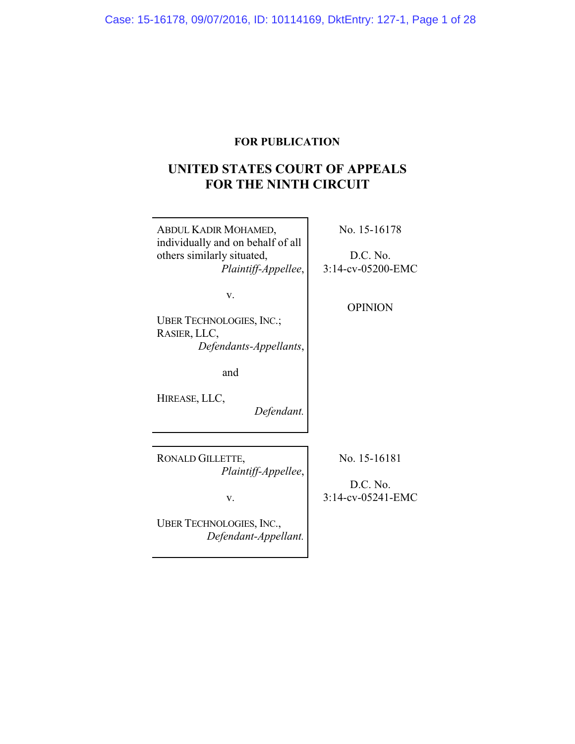**FOR PUBLICATION**

# UNITED STATES COURT OF APPEALS FOR THE NINTH CIRCUIT

| | |
|---|---|
| ABDUL KADIR MOHAMED, individually and on behalf of all others similarly situated, *Plaintiff-Appellee*, v. UBER TECHNOLOGIES, INC.; RASIER, LLC, *Defendants-Appellants*, and HIREASE, LLC, *Defendant.* | No. 15-16178 D.C. No. 3:14-cv-05200-EMC OPINION |
| RONALD GILLETTE, *Plaintiff-Appellee*, v. UBER TECHNOLOGIES, INC., *Defendant-Appellant.* | No. 15-16181 D.C. No. 3:14-cv-05241-EMC |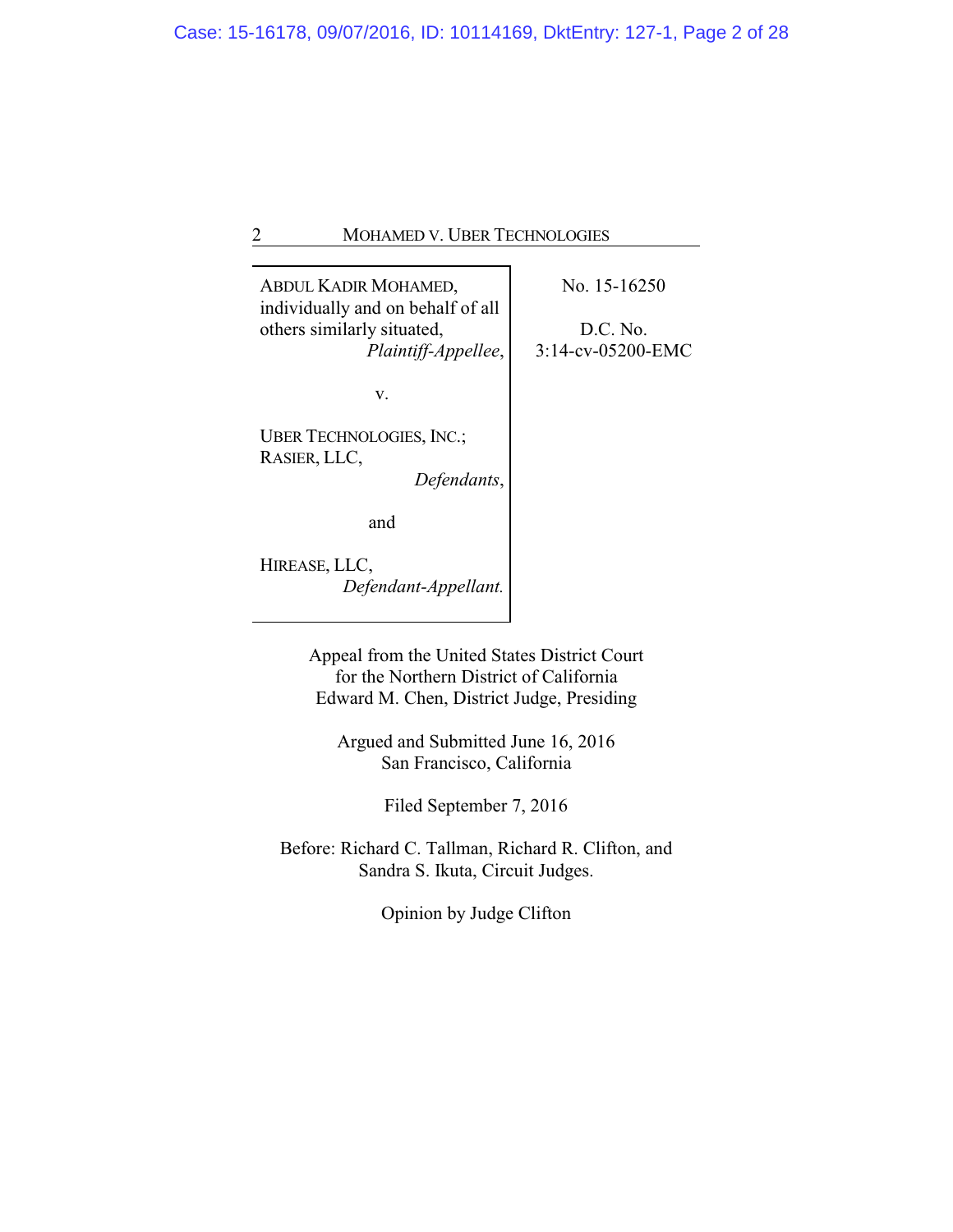ABDUL KADIR MOHAMED, individually and on behalf of all others similarly situated,
*Plaintiff-Appellee*,

v.

UBER TECHNOLOGIES, INC.; RASIER, LLC,
*Defendants*,

and

HIREASE, LLC,
*Defendant-Appellant.*

No. 15-16250

D.C. No. 3:14-cv-05200-EMC

Appeal from the United States District Court for the Northern District of California
Edward M. Chen, District Judge, Presiding

Argued and Submitted June 16, 2016
San Francisco, California

Filed September 7, 2016

Before: Richard C. Tallman, Richard R. Clifton, and Sandra S. Ikuta, Circuit Judges.

Opinion by Judge Clifton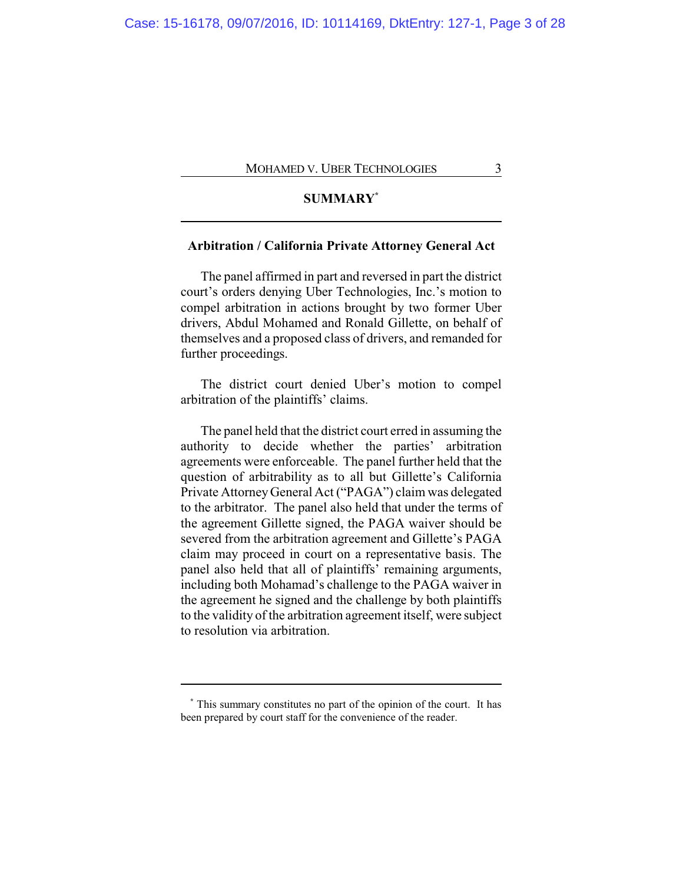## SUMMARY[*]

### Arbitration / California Private Attorney General Act

The panel affirmed in part and reversed in part the district court's orders denying Uber Technologies, Inc.'s motion to compel arbitration in actions brought by two former Uber drivers, Abdul Mohamed and Ronald Gillette, on behalf of themselves and a proposed class of drivers, and remanded for further proceedings.

The district court denied Uber's motion to compel arbitration of the plaintiffs' claims.

The panel held that the district court erred in assuming the authority to decide whether the parties' arbitration agreements were enforceable. The panel further held that the question of arbitrability as to all but Gillette's California Private Attorney General Act ("PAGA") claim was delegated to the arbitrator. The panel also held that under the terms of the agreement Gillette signed, the PAGA waiver should be severed from the arbitration agreement and Gillette's PAGA claim may proceed in court on a representative basis. The panel also held that all of plaintiffs' remaining arguments, including both Mohamad's challenge to the PAGA waiver in the agreement he signed and the challenge by both plaintiffs to the validity of the arbitration agreement itself, were subject to resolution via arbitration.

---

[*] This summary constitutes no part of the opinion of the court. It has been prepared by court staff for the convenience of the reader.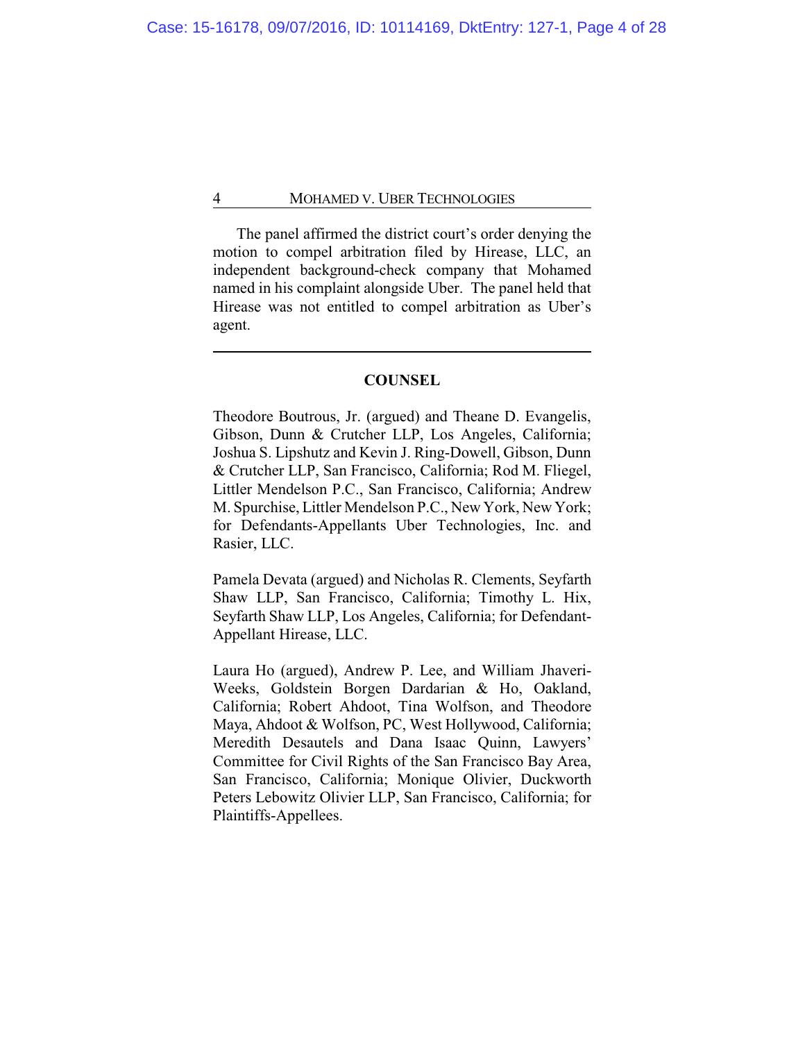The panel affirmed the district court's order denying the motion to compel arbitration filed by Hirease, LLC, an independent background-check company that Mohamed named in his complaint alongside Uber. The panel held that Hirease was not entitled to compel arbitration as Uber's agent.

---

## COUNSEL

Theodore Boutrous, Jr. (argued) and Theane D. Evangelis, Gibson, Dunn & Crutcher LLP, Los Angeles, California; Joshua S. Lipshutz and Kevin J. Ring-Dowell, Gibson, Dunn & Crutcher LLP, San Francisco, California; Rod M. Fliegel, Littler Mendelson P.C., San Francisco, California; Andrew M. Spurchise, Littler Mendelson P.C., New York, New York; for Defendants-Appellants Uber Technologies, Inc. and Rasier, LLC.

Pamela Devata (argued) and Nicholas R. Clements, Seyfarth Shaw LLP, San Francisco, California; Timothy L. Hix, Seyfarth Shaw LLP, Los Angeles, California; for Defendant-Appellant Hirease, LLC.

Laura Ho (argued), Andrew P. Lee, and William Jhaveri-Weeks, Goldstein Borgen Dardarian & Ho, Oakland, California; Robert Ahdoot, Tina Wolfson, and Theodore Maya, Ahdoot & Wolfson, PC, West Hollywood, California; Meredith Desautels and Dana Isaac Quinn, Lawyers' Committee for Civil Rights of the San Francisco Bay Area, San Francisco, California; Monique Olivier, Duckworth Peters Lebowitz Olivier LLP, San Francisco, California; for Plaintiffs-Appellees.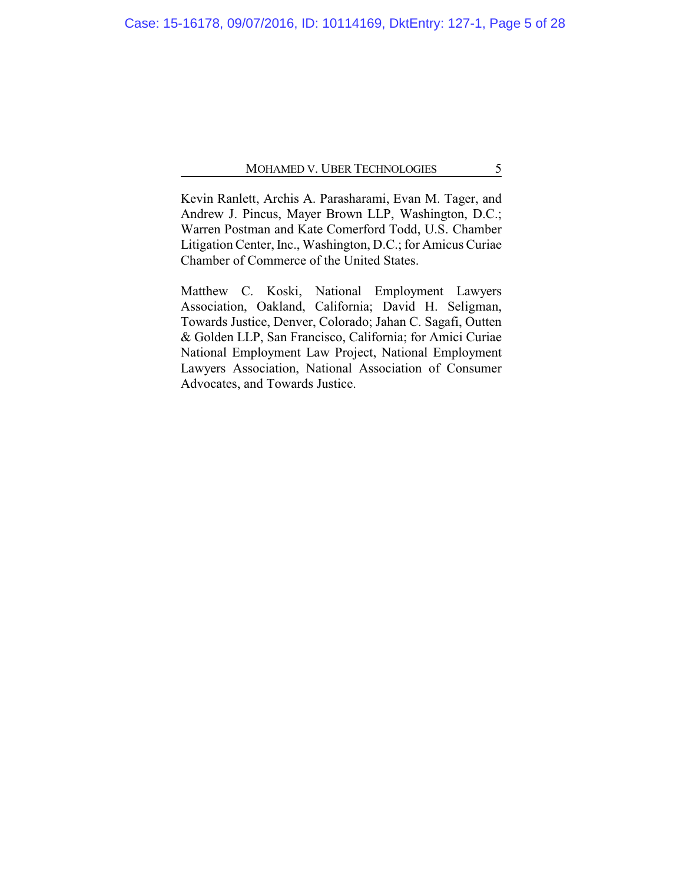Kevin Ranlett, Archis A. Parasharami, Evan M. Tager, and Andrew J. Pincus, Mayer Brown LLP, Washington, D.C.; Warren Postman and Kate Comerford Todd, U.S. Chamber Litigation Center, Inc., Washington, D.C.; for Amicus Curiae Chamber of Commerce of the United States.

Matthew C. Koski, National Employment Lawyers Association, Oakland, California; David H. Seligman, Towards Justice, Denver, Colorado; Jahan C. Sagafi, Outten & Golden LLP, San Francisco, California; for Amici Curiae National Employment Law Project, National Employment Lawyers Association, National Association of Consumer Advocates, and Towards Justice.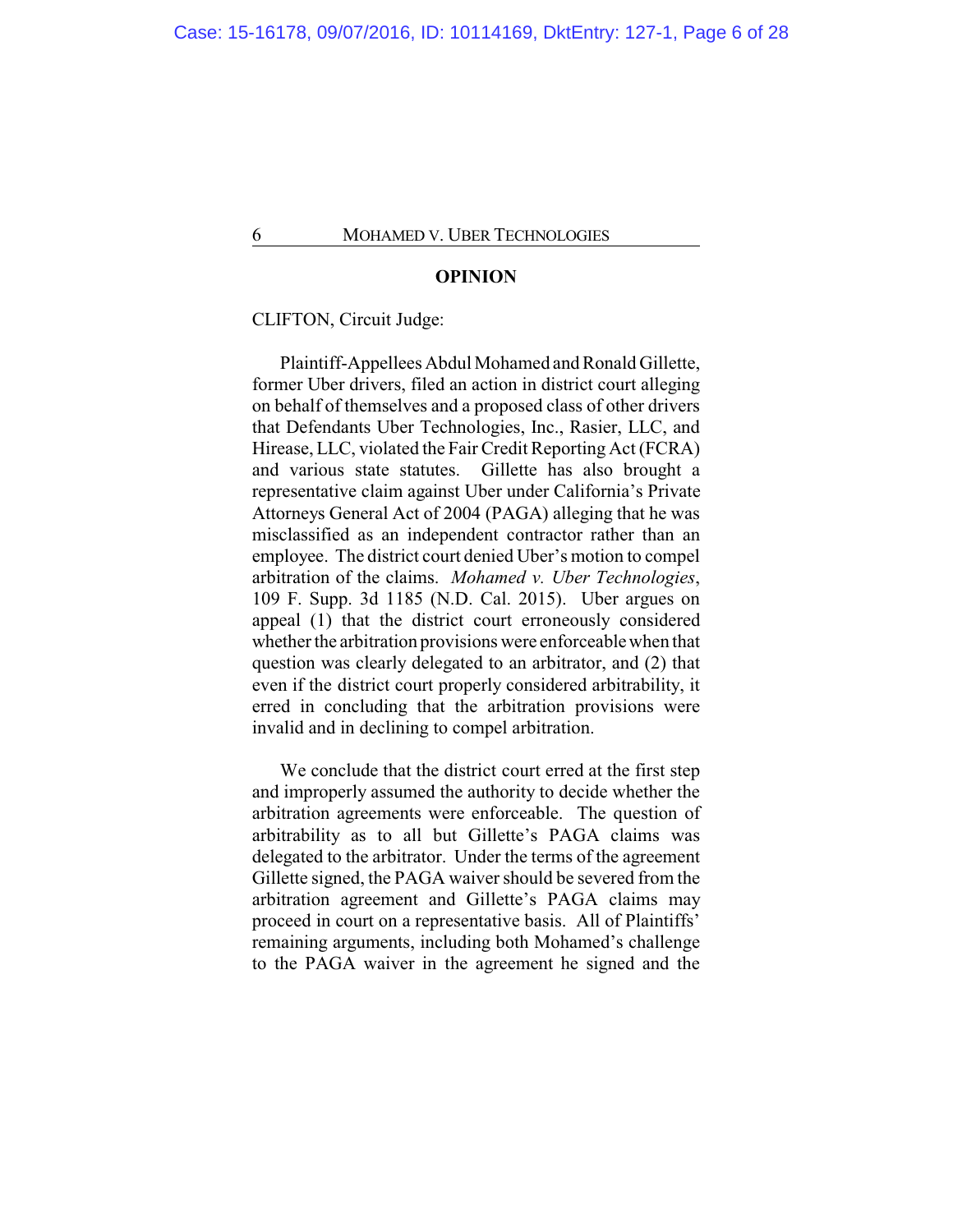## OPINION

CLIFTON, Circuit Judge:

Plaintiff-Appellees Abdul Mohamed and Ronald Gillette, former Uber drivers, filed an action in district court alleging on behalf of themselves and a proposed class of other drivers that Defendants Uber Technologies, Inc., Rasier, LLC, and Hirease, LLC, violated the Fair Credit Reporting Act (FCRA) and various state statutes. Gillette has also brought a representative claim against Uber under California's Private Attorneys General Act of 2004 (PAGA) alleging that he was misclassified as an independent contractor rather than an employee. The district court denied Uber's motion to compel arbitration of the claims. *Mohamed v. Uber Technologies*, 109 F. Supp. 3d 1185 (N.D. Cal. 2015). Uber argues on appeal (1) that the district court erroneously considered whether the arbitration provisions were enforceable when that question was clearly delegated to an arbitrator, and (2) that even if the district court properly considered arbitrability, it erred in concluding that the arbitration provisions were invalid and in declining to compel arbitration.

We conclude that the district court erred at the first step and improperly assumed the authority to decide whether the arbitration agreements were enforceable. The question of arbitrability as to all but Gillette's PAGA claims was delegated to the arbitrator. Under the terms of the agreement Gillette signed, the PAGA waiver should be severed from the arbitration agreement and Gillette's PAGA claims may proceed in court on a representative basis. All of Plaintiffs' remaining arguments, including both Mohamed's challenge to the PAGA waiver in the agreement he signed and the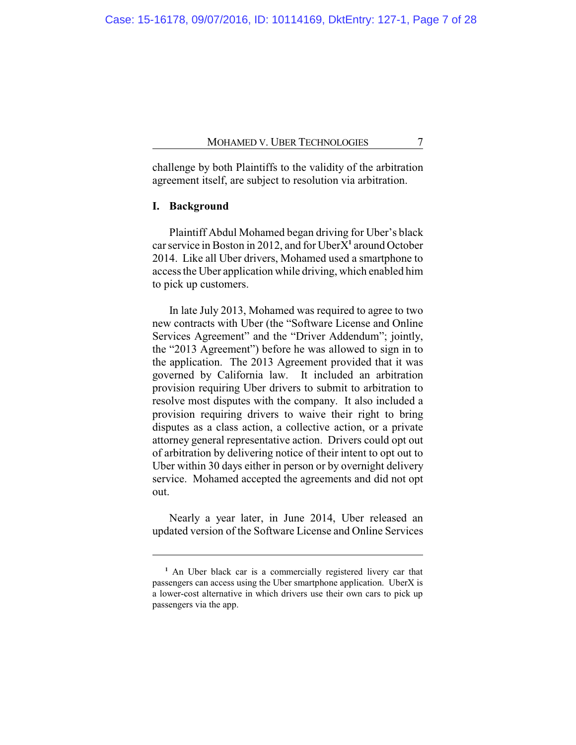challenge by both Plaintiffs to the validity of the arbitration agreement itself, are subject to resolution via arbitration.

## I. Background

Plaintiff Abdul Mohamed began driving for Uber's black car service in Boston in 2012, and for UberX[1] around October 2014. Like all Uber drivers, Mohamed used a smartphone to access the Uber application while driving, which enabled him to pick up customers.

In late July 2013, Mohamed was required to agree to two new contracts with Uber (the "Software License and Online Services Agreement" and the "Driver Addendum"; jointly, the "2013 Agreement") before he was allowed to sign in to the application. The 2013 Agreement provided that it was governed by California law. It included an arbitration provision requiring Uber drivers to submit to arbitration to resolve most disputes with the company. It also included a provision requiring drivers to waive their right to bring disputes as a class action, a collective action, or a private attorney general representative action. Drivers could opt out of arbitration by delivering notice of their intent to opt out to Uber within 30 days either in person or by overnight delivery service. Mohamed accepted the agreements and did not opt out.

Nearly a year later, in June 2014, Uber released an updated version of the Software License and Online Services

---

[1] An Uber black car is a commercially registered livery car that passengers can access using the Uber smartphone application. UberX is a lower-cost alternative in which drivers use their own cars to pick up passengers via the app.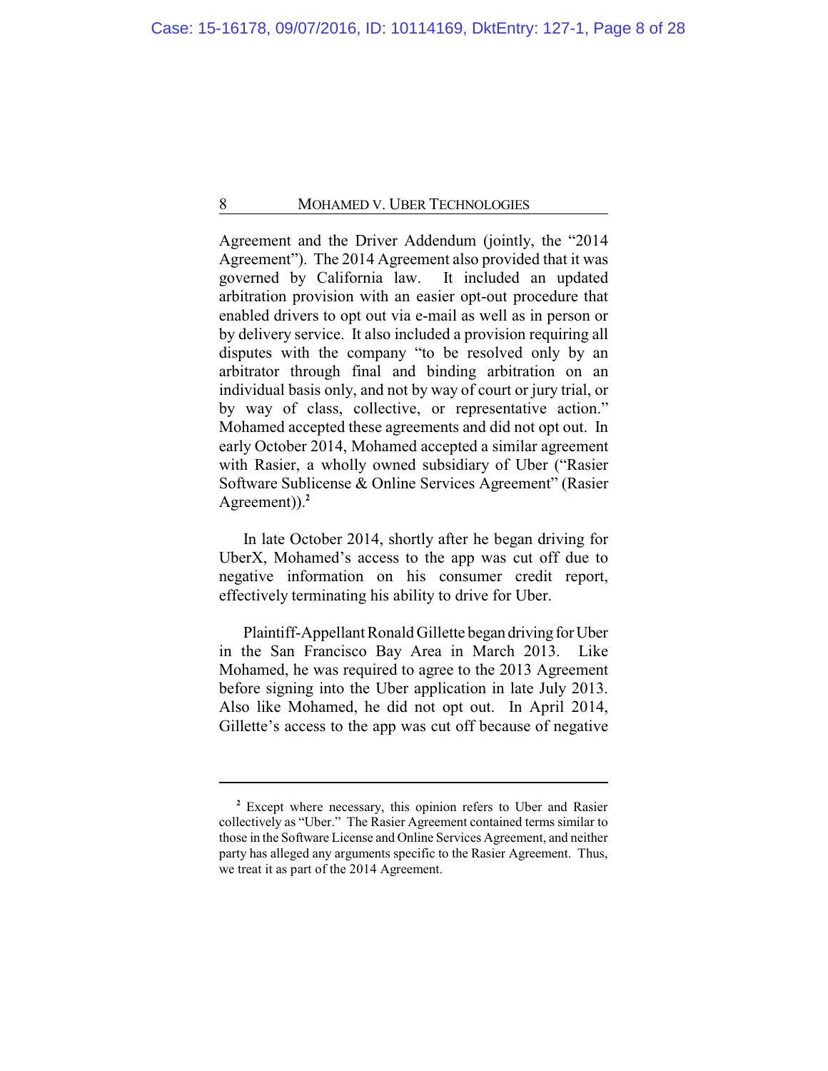Agreement and the Driver Addendum (jointly, the "2014 Agreement"). The 2014 Agreement also provided that it was governed by California law. It included an updated arbitration provision with an easier opt-out procedure that enabled drivers to opt out via e-mail as well as in person or by delivery service. It also included a provision requiring all disputes with the company "to be resolved only by an arbitrator through final and binding arbitration on an individual basis only, and not by way of court or jury trial, or by way of class, collective, or representative action." Mohamed accepted these agreements and did not opt out. In early October 2014, Mohamed accepted a similar agreement with Rasier, a wholly owned subsidiary of Uber ("Rasier Software Sublicense & Online Services Agreement" (Rasier Agreement)).[2]

In late October 2014, shortly after he began driving for UberX, Mohamed's access to the app was cut off due to negative information on his consumer credit report, effectively terminating his ability to drive for Uber.

Plaintiff-Appellant Ronald Gillette began driving for Uber in the San Francisco Bay Area in March 2013. Like Mohamed, he was required to agree to the 2013 Agreement before signing into the Uber application in late July 2013. Also like Mohamed, he did not opt out. In April 2014, Gillette's access to the app was cut off because of negative

---

[2] Except where necessary, this opinion refers to Uber and Rasier collectively as "Uber." The Rasier Agreement contained terms similar to those in the Software License and Online Services Agreement, and neither party has alleged any arguments specific to the Rasier Agreement. Thus, we treat it as part of the 2014 Agreement.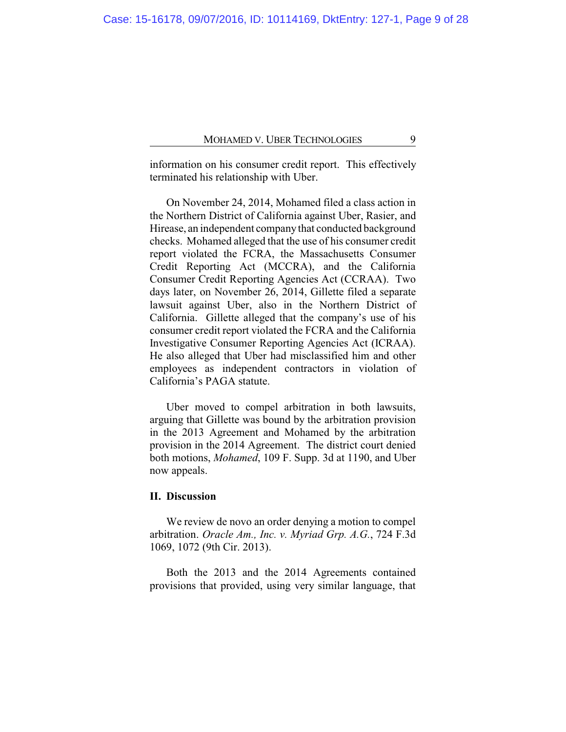information on his consumer credit report. This effectively terminated his relationship with Uber.

On November 24, 2014, Mohamed filed a class action in the Northern District of California against Uber, Rasier, and Hirease, an independent company that conducted background checks. Mohamed alleged that the use of his consumer credit report violated the FCRA, the Massachusetts Consumer Credit Reporting Act (MCCRA), and the California Consumer Credit Reporting Agencies Act (CCRAA). Two days later, on November 26, 2014, Gillette filed a separate lawsuit against Uber, also in the Northern District of California. Gillette alleged that the company's use of his consumer credit report violated the FCRA and the California Investigative Consumer Reporting Agencies Act (ICRAA). He also alleged that Uber had misclassified him and other employees as independent contractors in violation of California's PAGA statute.

Uber moved to compel arbitration in both lawsuits, arguing that Gillette was bound by the arbitration provision in the 2013 Agreement and Mohamed by the arbitration provision in the 2014 Agreement. The district court denied both motions, *Mohamed*, 109 F. Supp. 3d at 1190, and Uber now appeals.

## II. Discussion

We review de novo an order denying a motion to compel arbitration. *Oracle Am., Inc. v. Myriad Grp. A.G.*, 724 F.3d 1069, 1072 (9th Cir. 2013).

Both the 2013 and the 2014 Agreements contained provisions that provided, using very similar language, that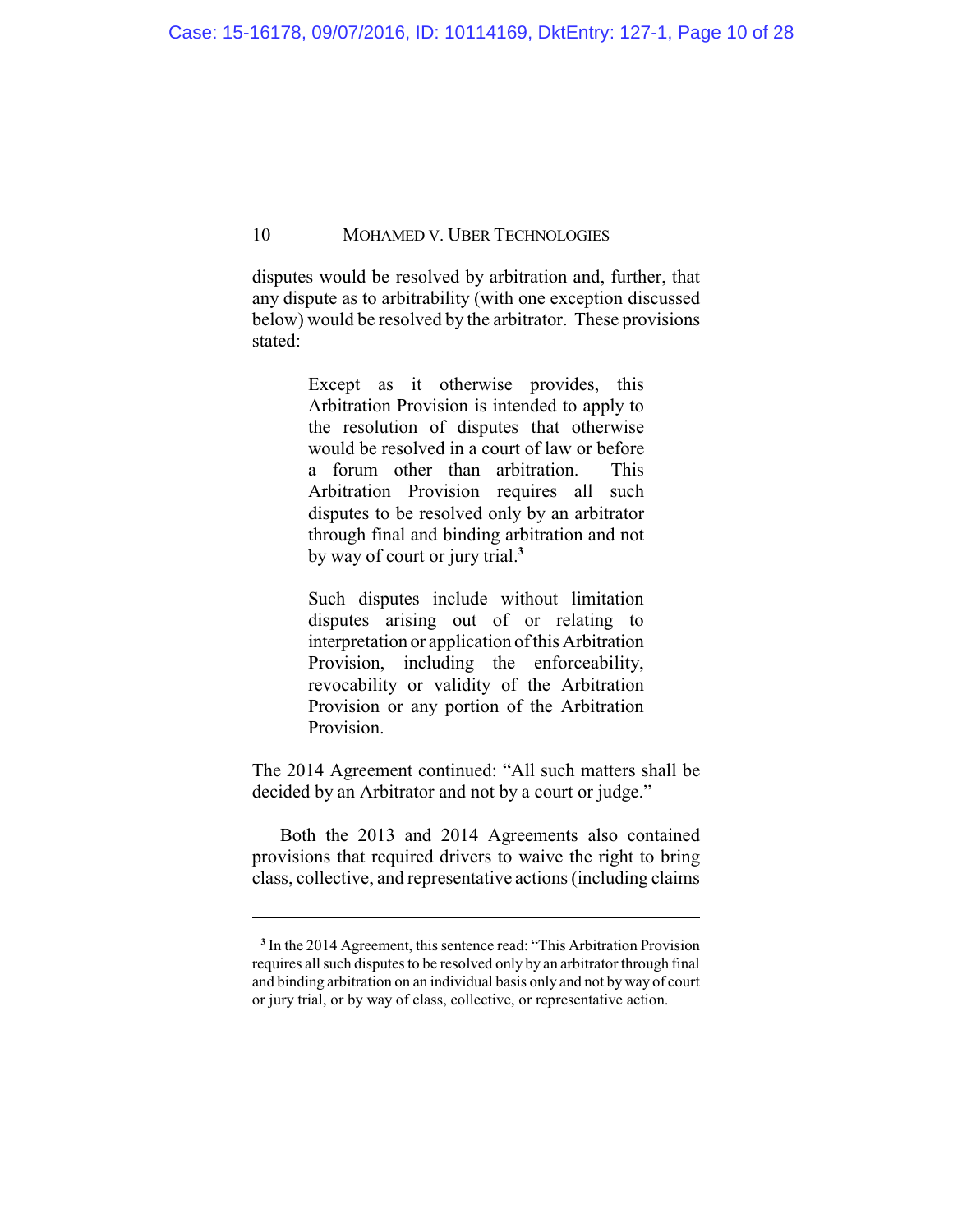disputes would be resolved by arbitration and, further, that any dispute as to arbitrability (with one exception discussed below) would be resolved by the arbitrator. These provisions stated:

> Except as it otherwise provides, this Arbitration Provision is intended to apply to the resolution of disputes that otherwise would be resolved in a court of law or before a forum other than arbitration. This Arbitration Provision requires all such disputes to be resolved only by an arbitrator through final and binding arbitration and not by way of court or jury trial.[3]
>
> Such disputes include without limitation disputes arising out of or relating to interpretation or application of this Arbitration Provision, including the enforceability, revocability or validity of the Arbitration Provision or any portion of the Arbitration Provision.

The 2014 Agreement continued: "All such matters shall be decided by an Arbitrator and not by a court or judge."

Both the 2013 and 2014 Agreements also contained provisions that required drivers to waive the right to bring class, collective, and representative actions (including claims

---

[3] In the 2014 Agreement, this sentence read: "This Arbitration Provision requires all such disputes to be resolved only by an arbitrator through final and binding arbitration on an individual basis only and not by way of court or jury trial, or by way of class, collective, or representative action.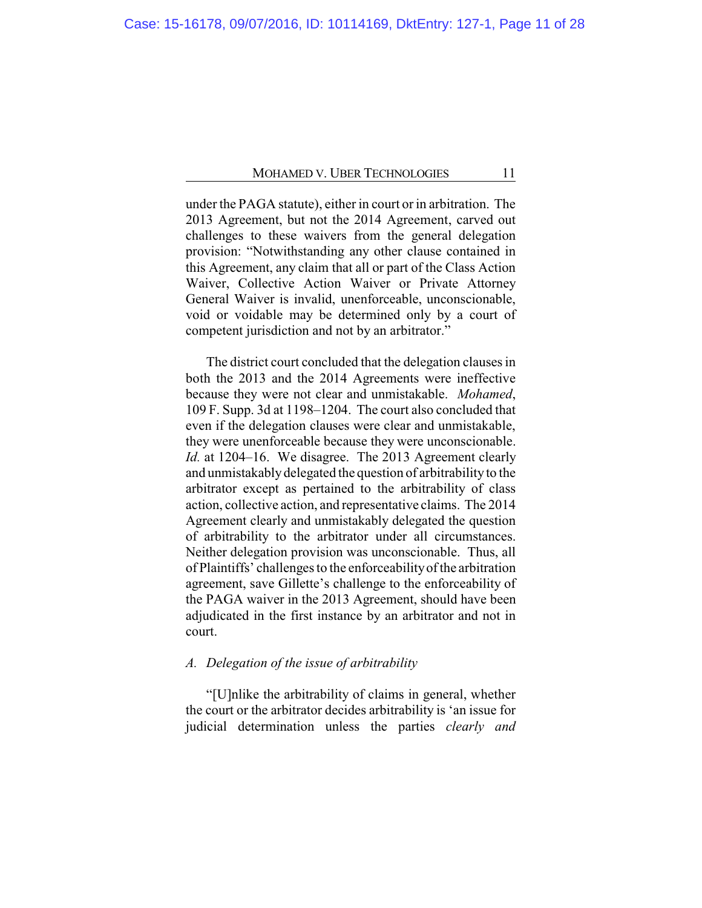under the PAGA statute), either in court or in arbitration. The 2013 Agreement, but not the 2014 Agreement, carved out challenges to these waivers from the general delegation provision: "Notwithstanding any other clause contained in this Agreement, any claim that all or part of the Class Action Waiver, Collective Action Waiver or Private Attorney General Waiver is invalid, unenforceable, unconscionable, void or voidable may be determined only by a court of competent jurisdiction and not by an arbitrator."

The district court concluded that the delegation clauses in both the 2013 and the 2014 Agreements were ineffective because they were not clear and unmistakable. *Mohamed*, 109 F. Supp. 3d at 1198–1204. The court also concluded that even if the delegation clauses were clear and unmistakable, they were unenforceable because they were unconscionable. *Id.* at 1204–16. We disagree. The 2013 Agreement clearly and unmistakably delegated the question of arbitrability to the arbitrator except as pertained to the arbitrability of class action, collective action, and representative claims. The 2014 Agreement clearly and unmistakably delegated the question of arbitrability to the arbitrator under all circumstances. Neither delegation provision was unconscionable. Thus, all of Plaintiffs' challenges to the enforceability of the arbitration agreement, save Gillette's challenge to the enforceability of the PAGA waiver in the 2013 Agreement, should have been adjudicated in the first instance by an arbitrator and not in court.

### *A. Delegation of the issue of arbitrability*

"[U]nlike the arbitrability of claims in general, whether the court or the arbitrator decides arbitrability is 'an issue for judicial determination unless the parties *clearly and*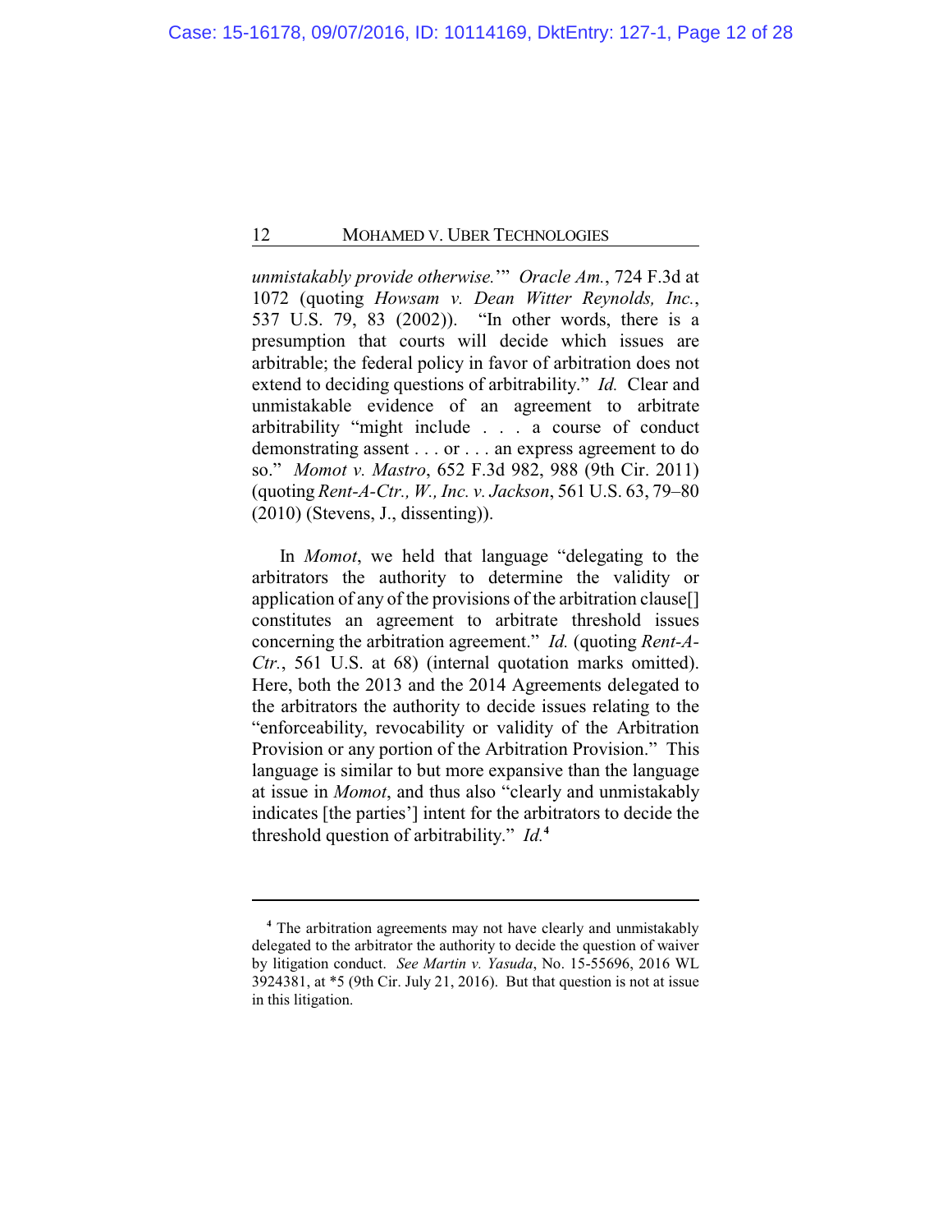*unmistakably provide otherwise.*'" *Oracle Am.*, 724 F.3d at 1072 (quoting *Howsam v. Dean Witter Reynolds, Inc.*, 537 U.S. 79, 83 (2002)). "In other words, there is a presumption that courts will decide which issues are arbitrable; the federal policy in favor of arbitration does not extend to deciding questions of arbitrability." *Id.* Clear and unmistakable evidence of an agreement to arbitrate arbitrability "might include . . . a course of conduct demonstrating assent . . . or . . . an express agreement to do so." *Momot v. Mastro*, 652 F.3d 982, 988 (9th Cir. 2011) (quoting *Rent-A-Ctr., W., Inc. v. Jackson*, 561 U.S. 63, 79–80 (2010) (Stevens, J., dissenting)).

In *Momot*, we held that language "delegating to the arbitrators the authority to determine the validity or application of any of the provisions of the arbitration clause[] constitutes an agreement to arbitrate threshold issues concerning the arbitration agreement." *Id.* (quoting *Rent-A-Ctr.*, 561 U.S. at 68) (internal quotation marks omitted). Here, both the 2013 and the 2014 Agreements delegated to the arbitrators the authority to decide issues relating to the "enforceability, revocability or validity of the Arbitration Provision or any portion of the Arbitration Provision." This language is similar to but more expansive than the language at issue in *Momot*, and thus also "clearly and unmistakably indicates [the parties'] intent for the arbitrators to decide the threshold question of arbitrability." *Id.*[4]

---

[4] The arbitration agreements may not have clearly and unmistakably delegated to the arbitrator the authority to decide the question of waiver by litigation conduct. *See Martin v. Yasuda*, No. 15-55696, 2016 WL 3924381, at *5 (9th Cir. July 21, 2016). But that question is not at issue in this litigation.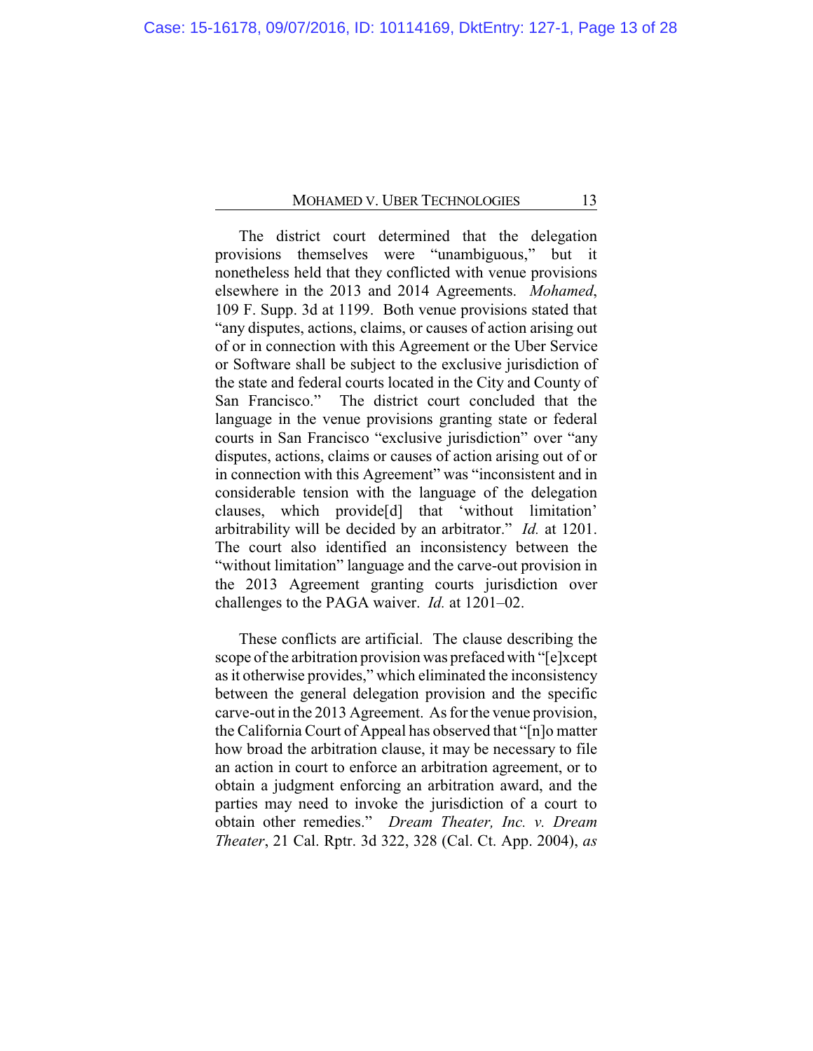The district court determined that the delegation provisions themselves were "unambiguous," but it nonetheless held that they conflicted with venue provisions elsewhere in the 2013 and 2014 Agreements. *Mohamed*, 109 F. Supp. 3d at 1199. Both venue provisions stated that "any disputes, actions, claims, or causes of action arising out of or in connection with this Agreement or the Uber Service or Software shall be subject to the exclusive jurisdiction of the state and federal courts located in the City and County of San Francisco." The district court concluded that the language in the venue provisions granting state or federal courts in San Francisco "exclusive jurisdiction" over "any disputes, actions, claims or causes of action arising out of or in connection with this Agreement" was "inconsistent and in considerable tension with the language of the delegation clauses, which provide[d] that 'without limitation' arbitrability will be decided by an arbitrator." *Id.* at 1201. The court also identified an inconsistency between the "without limitation" language and the carve-out provision in the 2013 Agreement granting courts jurisdiction over challenges to the PAGA waiver. *Id.* at 1201–02.

These conflicts are artificial. The clause describing the scope of the arbitration provision was prefaced with "[e]xcept as it otherwise provides," which eliminated the inconsistency between the general delegation provision and the specific carve-out in the 2013 Agreement. As for the venue provision, the California Court of Appeal has observed that "[n]o matter how broad the arbitration clause, it may be necessary to file an action in court to enforce an arbitration agreement, or to obtain a judgment enforcing an arbitration award, and the parties may need to invoke the jurisdiction of a court to obtain other remedies." *Dream Theater, Inc. v. Dream Theater*, 21 Cal. Rptr. 3d 322, 328 (Cal. Ct. App. 2004), *as*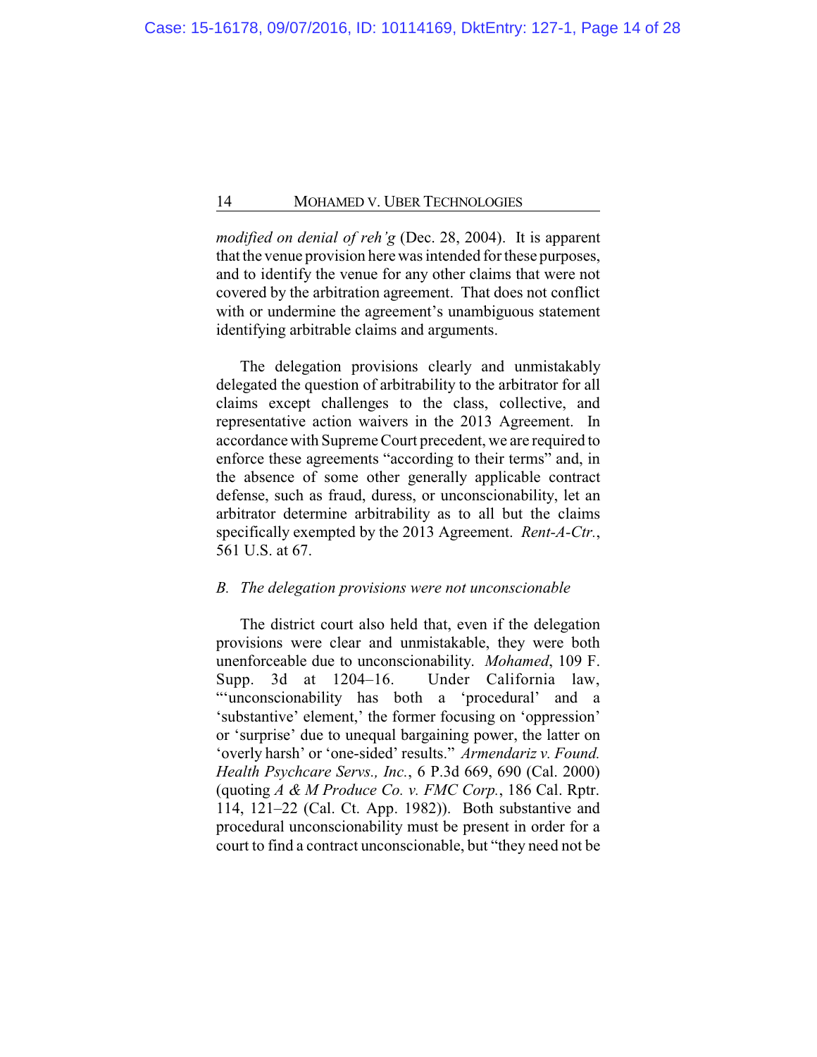*modified on denial of reh'g* (Dec. 28, 2004). It is apparent that the venue provision here was intended for these purposes, and to identify the venue for any other claims that were not covered by the arbitration agreement. That does not conflict with or undermine the agreement's unambiguous statement identifying arbitrable claims and arguments.

The delegation provisions clearly and unmistakably delegated the question of arbitrability to the arbitrator for all claims except challenges to the class, collective, and representative action waivers in the 2013 Agreement. In accordance with Supreme Court precedent, we are required to enforce these agreements "according to their terms" and, in the absence of some other generally applicable contract defense, such as fraud, duress, or unconscionability, let an arbitrator determine arbitrability as to all but the claims specifically exempted by the 2013 Agreement. *Rent-A-Ctr.*, 561 U.S. at 67.

### *B. The delegation provisions were not unconscionable*

The district court also held that, even if the delegation provisions were clear and unmistakable, they were both unenforceable due to unconscionability. *Mohamed*, 109 F. Supp. 3d at 1204–16. Under California law, "'unconscionability has both a 'procedural' and a 'substantive' element,' the former focusing on 'oppression' or 'surprise' due to unequal bargaining power, the latter on 'overly harsh' or 'one-sided' results." *Armendariz v. Found. Health Psychcare Servs., Inc.*, 6 P.3d 669, 690 (Cal. 2000) (quoting *A & M Produce Co. v. FMC Corp.*, 186 Cal. Rptr. 114, 121–22 (Cal. Ct. App. 1982)). Both substantive and procedural unconscionability must be present in order for a court to find a contract unconscionable, but "they need not be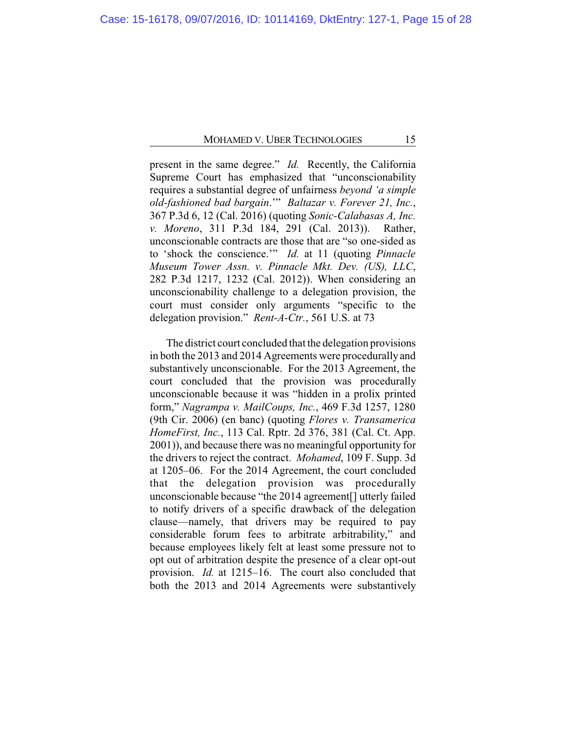present in the same degree." *Id.* Recently, the California Supreme Court has emphasized that "unconscionability requires a substantial degree of unfairness *beyond 'a simple old-fashioned bad bargain*.'" *Baltazar v. Forever 21, Inc.*, 367 P.3d 6, 12 (Cal. 2016) (quoting *Sonic-Calabasas A, Inc. v. Moreno*, 311 P.3d 184, 291 (Cal. 2013)). Rather, unconscionable contracts are those that are "so one-sided as to 'shock the conscience.'" *Id.* at 11 (quoting *Pinnacle Museum Tower Assn. v. Pinnacle Mkt. Dev. (US), LLC*, 282 P.3d 1217, 1232 (Cal. 2012)). When considering an unconscionability challenge to a delegation provision, the court must consider only arguments "specific to the delegation provision." *Rent-A-Ctr.*, 561 U.S. at 73

The district court concluded that the delegation provisions in both the 2013 and 2014 Agreements were procedurally and substantively unconscionable. For the 2013 Agreement, the court concluded that the provision was procedurally unconscionable because it was "hidden in a prolix printed form," *Nagrampa v. MailCoups, Inc.*, 469 F.3d 1257, 1280 (9th Cir. 2006) (en banc) (quoting *Flores v. Transamerica HomeFirst, Inc.*, 113 Cal. Rptr. 2d 376, 381 (Cal. Ct. App. 2001)), and because there was no meaningful opportunity for the drivers to reject the contract. *Mohamed*, 109 F. Supp. 3d at 1205–06. For the 2014 Agreement, the court concluded that the delegation provision was procedurally unconscionable because "the 2014 agreement[] utterly failed to notify drivers of a specific drawback of the delegation clause—namely, that drivers may be required to pay considerable forum fees to arbitrate arbitrability," and because employees likely felt at least some pressure not to opt out of arbitration despite the presence of a clear opt-out provision. *Id.* at 1215–16. The court also concluded that both the 2013 and 2014 Agreements were substantively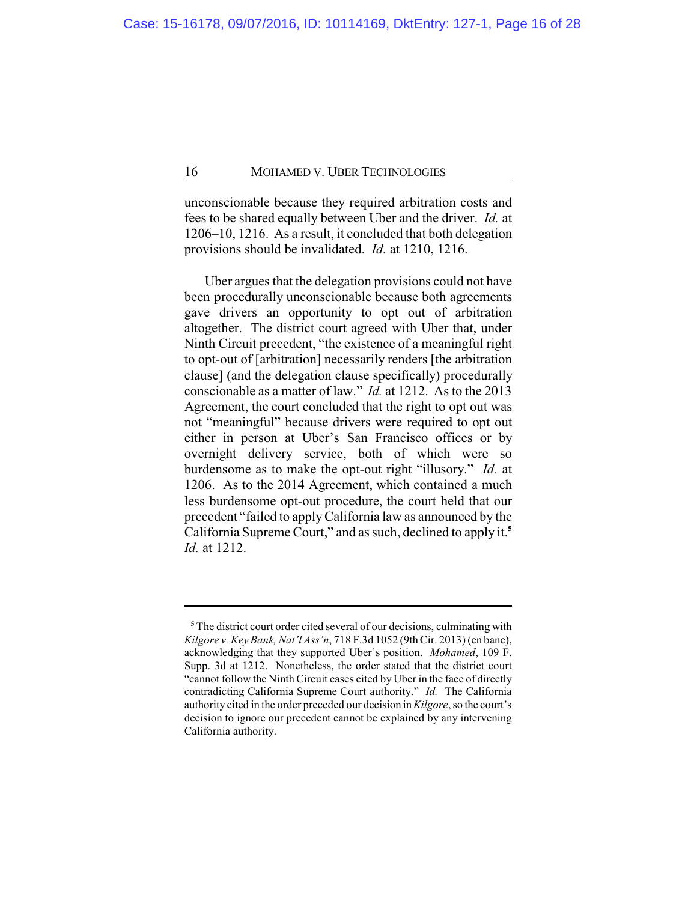unconscionable because they required arbitration costs and fees to be shared equally between Uber and the driver. *Id.* at 1206–10, 1216. As a result, it concluded that both delegation provisions should be invalidated. *Id.* at 1210, 1216.

Uber argues that the delegation provisions could not have been procedurally unconscionable because both agreements gave drivers an opportunity to opt out of arbitration altogether. The district court agreed with Uber that, under Ninth Circuit precedent, "the existence of a meaningful right to opt-out of [arbitration] necessarily renders [the arbitration clause] (and the delegation clause specifically) procedurally conscionable as a matter of law." *Id.* at 1212. As to the 2013 Agreement, the court concluded that the right to opt out was not "meaningful" because drivers were required to opt out either in person at Uber's San Francisco offices or by overnight delivery service, both of which were so burdensome as to make the opt-out right "illusory." *Id.* at 1206. As to the 2014 Agreement, which contained a much less burdensome opt-out procedure, the court held that our precedent "failed to apply California law as announced by the California Supreme Court," and as such, declined to apply it.[5] *Id.* at 1212.

---

[5] The district court order cited several of our decisions, culminating with *Kilgore v. Key Bank, Nat'l Ass'n*, 718 F.3d 1052 (9th Cir. 2013) (en banc), acknowledging that they supported Uber's position. *Mohamed*, 109 F. Supp. 3d at 1212. Nonetheless, the order stated that the district court "cannot follow the Ninth Circuit cases cited by Uber in the face of directly contradicting California Supreme Court authority." *Id.* The California authority cited in the order preceded our decision in *Kilgore*, so the court's decision to ignore our precedent cannot be explained by any intervening California authority.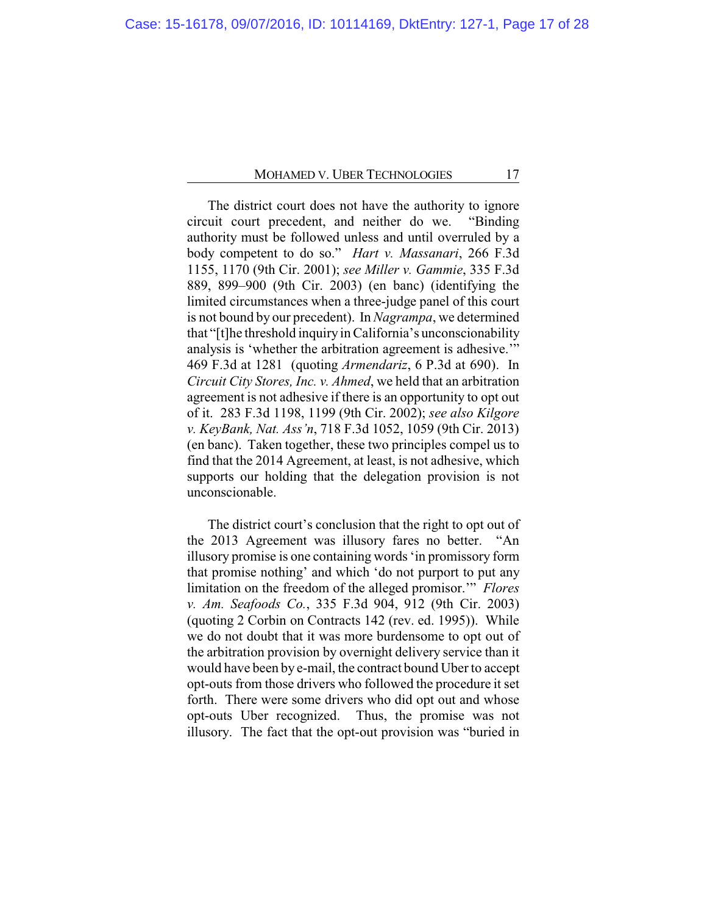The district court does not have the authority to ignore circuit court precedent, and neither do we. "Binding authority must be followed unless and until overruled by a body competent to do so." *Hart v. Massanari*, 266 F.3d 1155, 1170 (9th Cir. 2001); *see Miller v. Gammie*, 335 F.3d 889, 899–900 (9th Cir. 2003) (en banc) (identifying the limited circumstances when a three-judge panel of this court is not bound by our precedent). In *Nagrampa*, we determined that "[t]he threshold inquiry in California's unconscionability analysis is 'whether the arbitration agreement is adhesive.'" 469 F.3d at 1281 (quoting *Armendariz*, 6 P.3d at 690). In *Circuit City Stores, Inc. v. Ahmed*, we held that an arbitration agreement is not adhesive if there is an opportunity to opt out of it. 283 F.3d 1198, 1199 (9th Cir. 2002); *see also Kilgore v. KeyBank, Nat. Ass'n*, 718 F.3d 1052, 1059 (9th Cir. 2013) (en banc). Taken together, these two principles compel us to find that the 2014 Agreement, at least, is not adhesive, which supports our holding that the delegation provision is not unconscionable.

The district court's conclusion that the right to opt out of the 2013 Agreement was illusory fares no better. "An illusory promise is one containing words 'in promissory form that promise nothing' and which 'do not purport to put any limitation on the freedom of the alleged promisor.'" *Flores v. Am. Seafoods Co.*, 335 F.3d 904, 912 (9th Cir. 2003) (quoting 2 Corbin on Contracts 142 (rev. ed. 1995)). While we do not doubt that it was more burdensome to opt out of the arbitration provision by overnight delivery service than it would have been by e-mail, the contract bound Uber to accept opt-outs from those drivers who followed the procedure it set forth. There were some drivers who did opt out and whose opt-outs Uber recognized. Thus, the promise was not illusory. The fact that the opt-out provision was "buried in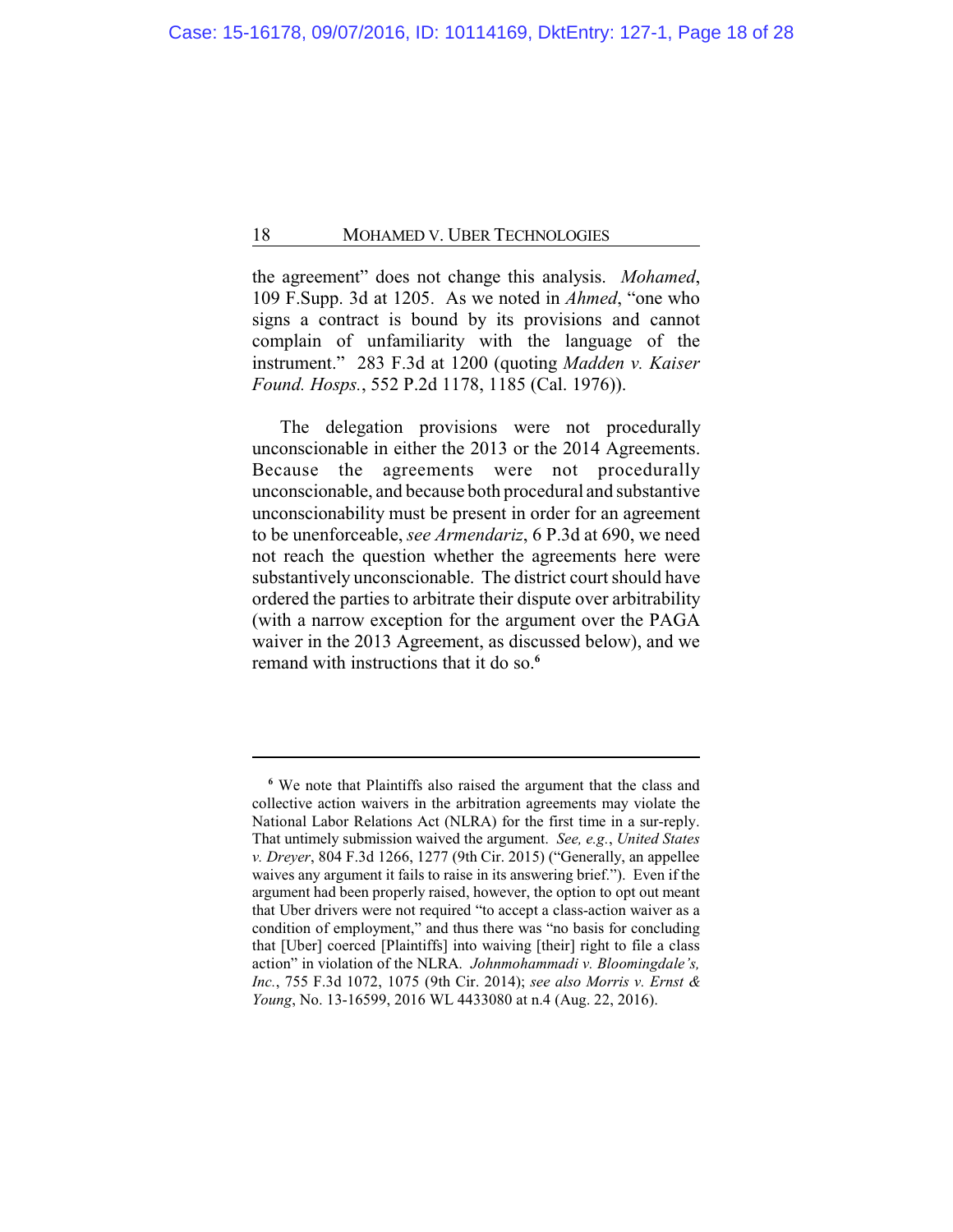the agreement" does not change this analysis. *Mohamed*, 109 F.Supp. 3d at 1205. As we noted in *Ahmed*, "one who signs a contract is bound by its provisions and cannot complain of unfamiliarity with the language of the instrument." 283 F.3d at 1200 (quoting *Madden v. Kaiser Found. Hosps.*, 552 P.2d 1178, 1185 (Cal. 1976)).

The delegation provisions were not procedurally unconscionable in either the 2013 or the 2014 Agreements. Because the agreements were not procedurally unconscionable, and because both procedural and substantive unconscionability must be present in order for an agreement to be unenforceable, *see Armendariz*, 6 P.3d at 690, we need not reach the question whether the agreements here were substantively unconscionable. The district court should have ordered the parties to arbitrate their dispute over arbitrability (with a narrow exception for the argument over the PAGA waiver in the 2013 Agreement, as discussed below), and we remand with instructions that it do so.[6]

---

[6] We note that Plaintiffs also raised the argument that the class and collective action waivers in the arbitration agreements may violate the National Labor Relations Act (NLRA) for the first time in a sur-reply. That untimely submission waived the argument. *See, e.g.*, *United States v. Dreyer*, 804 F.3d 1266, 1277 (9th Cir. 2015) ("Generally, an appellee waives any argument it fails to raise in its answering brief."). Even if the argument had been properly raised, however, the option to opt out meant that Uber drivers were not required "to accept a class-action waiver as a condition of employment," and thus there was "no basis for concluding that [Uber] coerced [Plaintiffs] into waiving [their] right to file a class action" in violation of the NLRA. *Johnmohammadi v. Bloomingdale's, Inc.*, 755 F.3d 1072, 1075 (9th Cir. 2014); *see also Morris v. Ernst & Young*, No. 13-16599, 2016 WL 4433080 at n.4 (Aug. 22, 2016).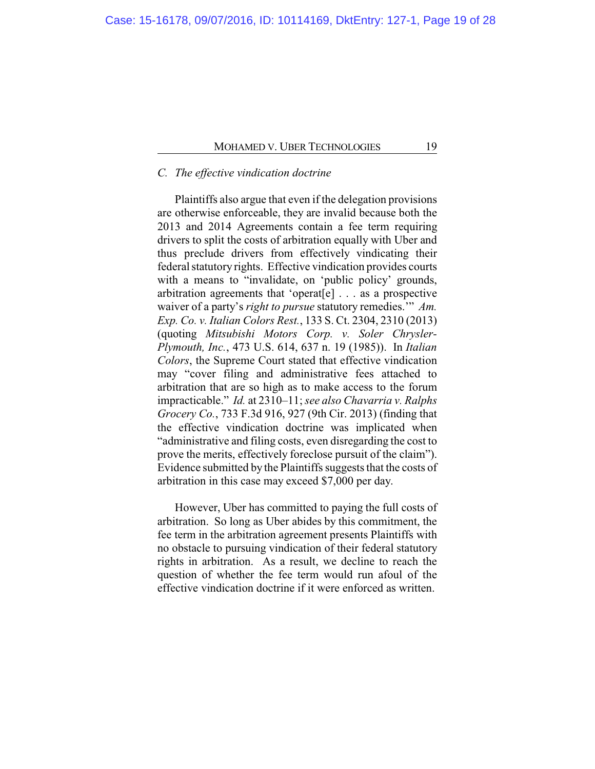### *C. The effective vindication doctrine*

Plaintiffs also argue that even if the delegation provisions are otherwise enforceable, they are invalid because both the 2013 and 2014 Agreements contain a fee term requiring drivers to split the costs of arbitration equally with Uber and thus preclude drivers from effectively vindicating their federal statutory rights. Effective vindication provides courts with a means to "invalidate, on 'public policy' grounds, arbitration agreements that 'operat[e] . . . as a prospective waiver of a party's *right to pursue* statutory remedies.'" *Am. Exp. Co. v. Italian Colors Rest.*, 133 S. Ct. 2304, 2310 (2013) (quoting *Mitsubishi Motors Corp. v. Soler Chrysler-Plymouth, Inc.*, 473 U.S. 614, 637 n. 19 (1985)). In *Italian Colors*, the Supreme Court stated that effective vindication may "cover filing and administrative fees attached to arbitration that are so high as to make access to the forum impracticable." *Id.* at 2310–11; *see also Chavarria v. Ralphs Grocery Co.*, 733 F.3d 916, 927 (9th Cir. 2013) (finding that the effective vindication doctrine was implicated when "administrative and filing costs, even disregarding the cost to prove the merits, effectively foreclose pursuit of the claim"). Evidence submitted by the Plaintiffs suggests that the costs of arbitration in this case may exceed $7,000 per day.

However, Uber has committed to paying the full costs of arbitration. So long as Uber abides by this commitment, the fee term in the arbitration agreement presents Plaintiffs with no obstacle to pursuing vindication of their federal statutory rights in arbitration. As a result, we decline to reach the question of whether the fee term would run afoul of the effective vindication doctrine if it were enforced as written.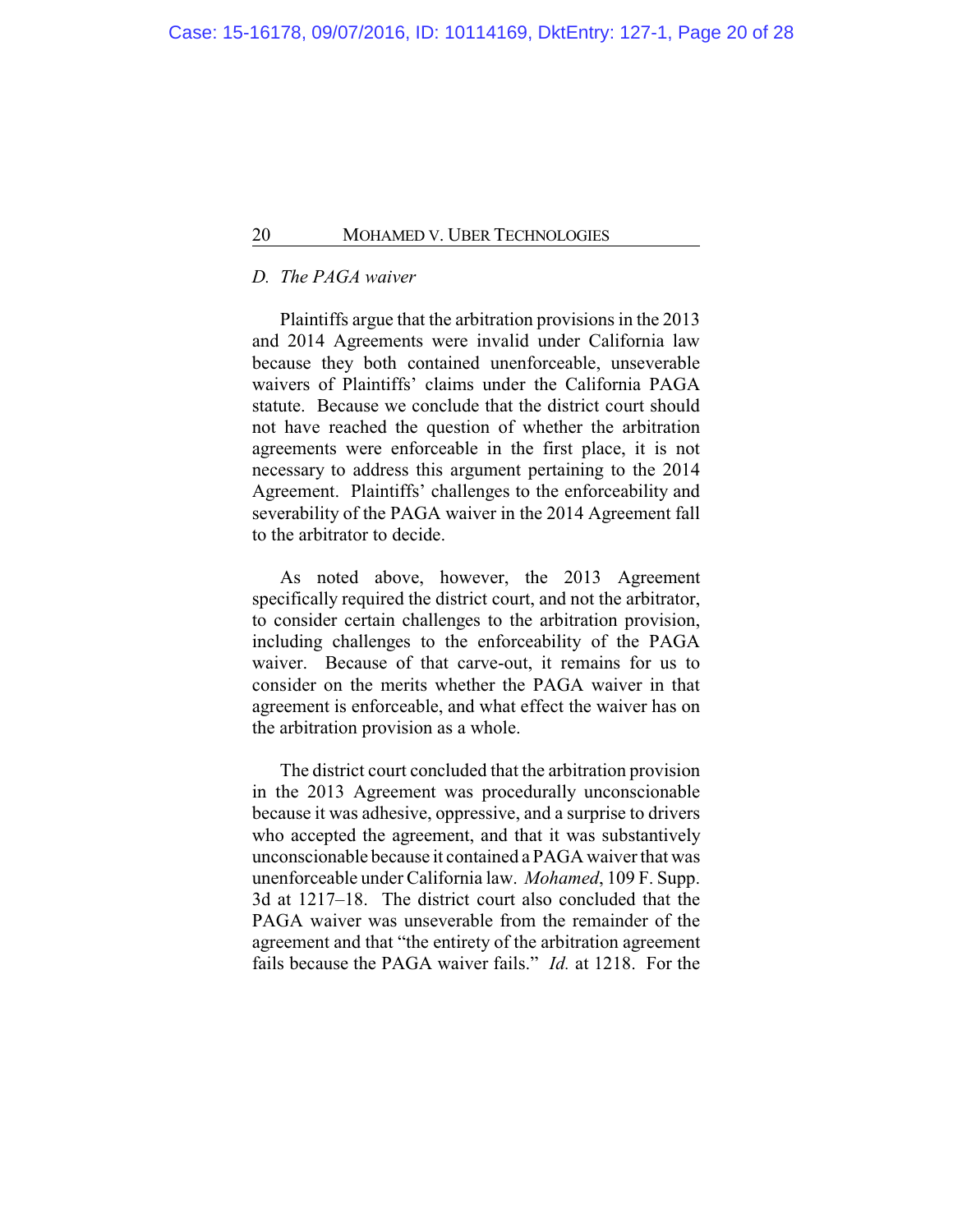*D. The PAGA waiver*

Plaintiffs argue that the arbitration provisions in the 2013 and 2014 Agreements were invalid under California law because they both contained unenforceable, unseverable waivers of Plaintiffs' claims under the California PAGA statute. Because we conclude that the district court should not have reached the question of whether the arbitration agreements were enforceable in the first place, it is not necessary to address this argument pertaining to the 2014 Agreement. Plaintiffs' challenges to the enforceability and severability of the PAGA waiver in the 2014 Agreement fall to the arbitrator to decide.

As noted above, however, the 2013 Agreement specifically required the district court, and not the arbitrator, to consider certain challenges to the arbitration provision, including challenges to the enforceability of the PAGA waiver. Because of that carve-out, it remains for us to consider on the merits whether the PAGA waiver in that agreement is enforceable, and what effect the waiver has on the arbitration provision as a whole.

The district court concluded that the arbitration provision in the 2013 Agreement was procedurally unconscionable because it was adhesive, oppressive, and a surprise to drivers who accepted the agreement, and that it was substantively unconscionable because it contained a PAGA waiver that was unenforceable under California law. *Mohamed*, 109 F. Supp. 3d at 1217–18. The district court also concluded that the PAGA waiver was unseverable from the remainder of the agreement and that "the entirety of the arbitration agreement fails because the PAGA waiver fails." *Id.* at 1218. For the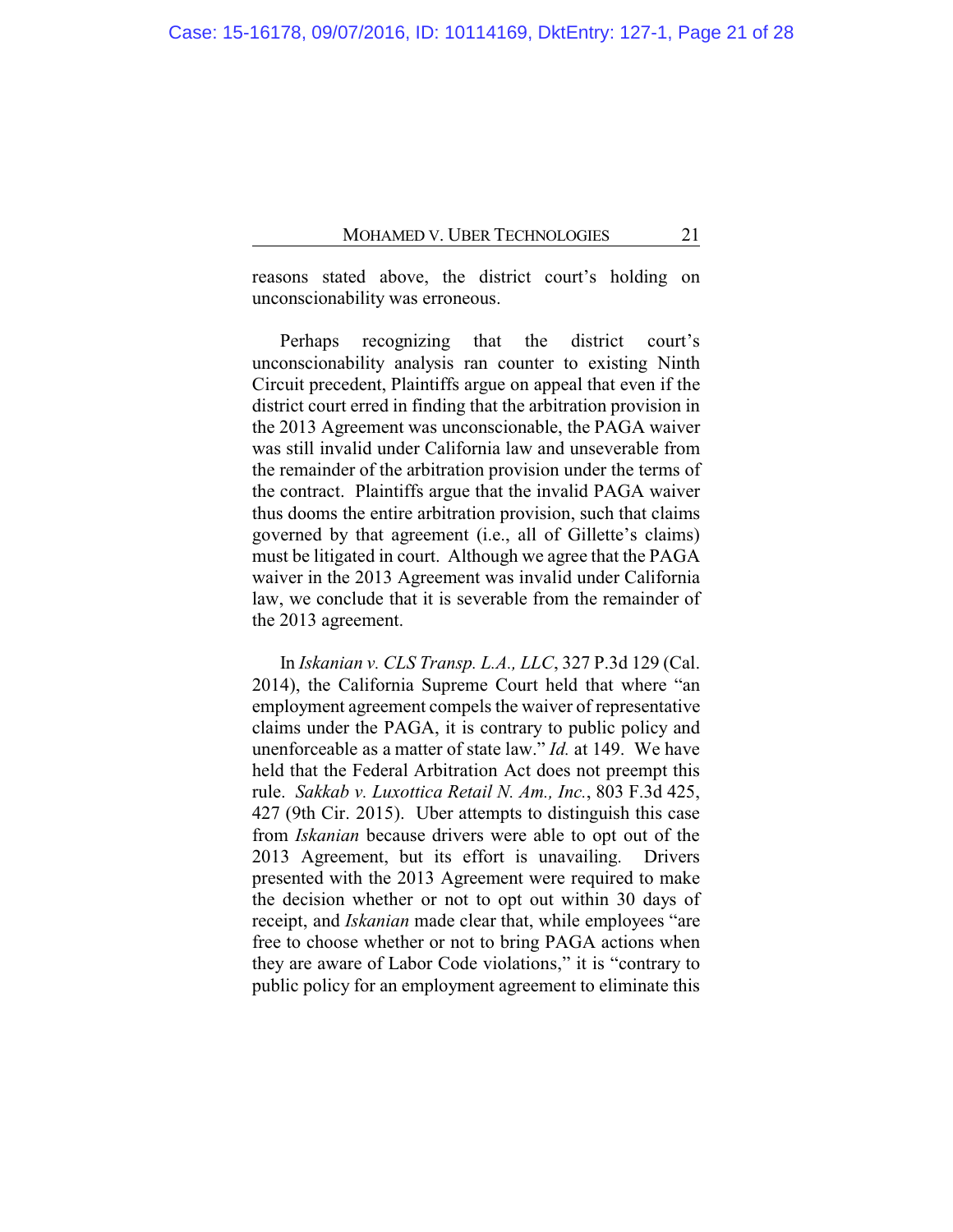reasons stated above, the district court's holding on unconscionability was erroneous.

Perhaps recognizing that the district court's unconscionability analysis ran counter to existing Ninth Circuit precedent, Plaintiffs argue on appeal that even if the district court erred in finding that the arbitration provision in the 2013 Agreement was unconscionable, the PAGA waiver was still invalid under California law and unseverable from the remainder of the arbitration provision under the terms of the contract. Plaintiffs argue that the invalid PAGA waiver thus dooms the entire arbitration provision, such that claims governed by that agreement (i.e., all of Gillette's claims) must be litigated in court. Although we agree that the PAGA waiver in the 2013 Agreement was invalid under California law, we conclude that it is severable from the remainder of the 2013 agreement.

In *Iskanian v. CLS Transp. L.A., LLC*, 327 P.3d 129 (Cal. 2014), the California Supreme Court held that where "an employment agreement compels the waiver of representative claims under the PAGA, it is contrary to public policy and unenforceable as a matter of state law." *Id.* at 149. We have held that the Federal Arbitration Act does not preempt this rule. *Sakkab v. Luxottica Retail N. Am., Inc.*, 803 F.3d 425, 427 (9th Cir. 2015). Uber attempts to distinguish this case from *Iskanian* because drivers were able to opt out of the 2013 Agreement, but its effort is unavailing. Drivers presented with the 2013 Agreement were required to make the decision whether or not to opt out within 30 days of receipt, and *Iskanian* made clear that, while employees "are free to choose whether or not to bring PAGA actions when they are aware of Labor Code violations," it is "contrary to public policy for an employment agreement to eliminate this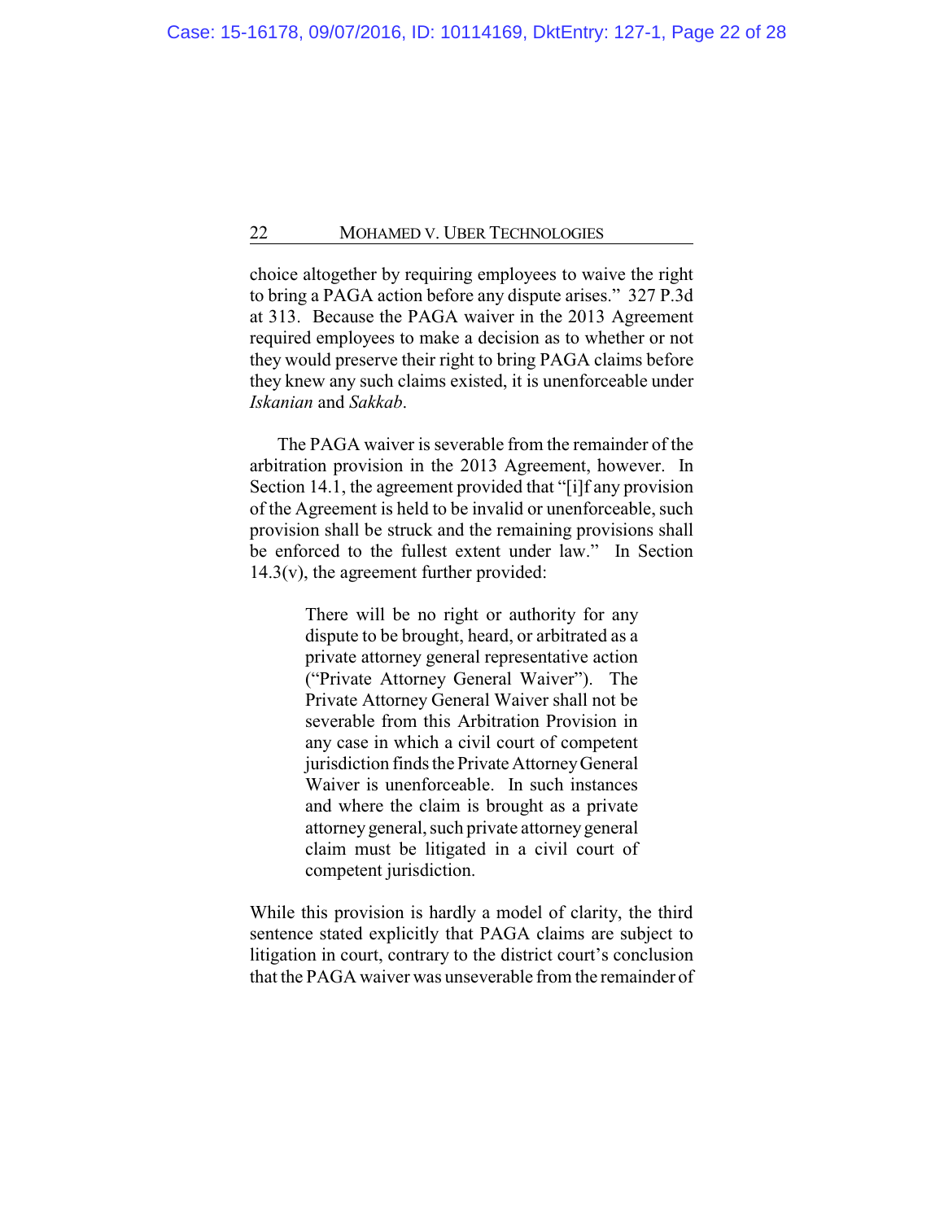choice altogether by requiring employees to waive the right to bring a PAGA action before any dispute arises." 327 P.3d at 313. Because the PAGA waiver in the 2013 Agreement required employees to make a decision as to whether or not they would preserve their right to bring PAGA claims before they knew any such claims existed, it is unenforceable under *Iskanian* and *Sakkab*.

The PAGA waiver is severable from the remainder of the arbitration provision in the 2013 Agreement, however. In Section 14.1, the agreement provided that "[i]f any provision of the Agreement is held to be invalid or unenforceable, such provision shall be struck and the remaining provisions shall be enforced to the fullest extent under law." In Section 14.3(v), the agreement further provided:

> There will be no right or authority for any dispute to be brought, heard, or arbitrated as a private attorney general representative action ("Private Attorney General Waiver"). The Private Attorney General Waiver shall not be severable from this Arbitration Provision in any case in which a civil court of competent jurisdiction finds the Private Attorney General Waiver is unenforceable. In such instances and where the claim is brought as a private attorney general, such private attorney general claim must be litigated in a civil court of competent jurisdiction.

While this provision is hardly a model of clarity, the third sentence stated explicitly that PAGA claims are subject to litigation in court, contrary to the district court's conclusion that the PAGA waiver was unseverable from the remainder of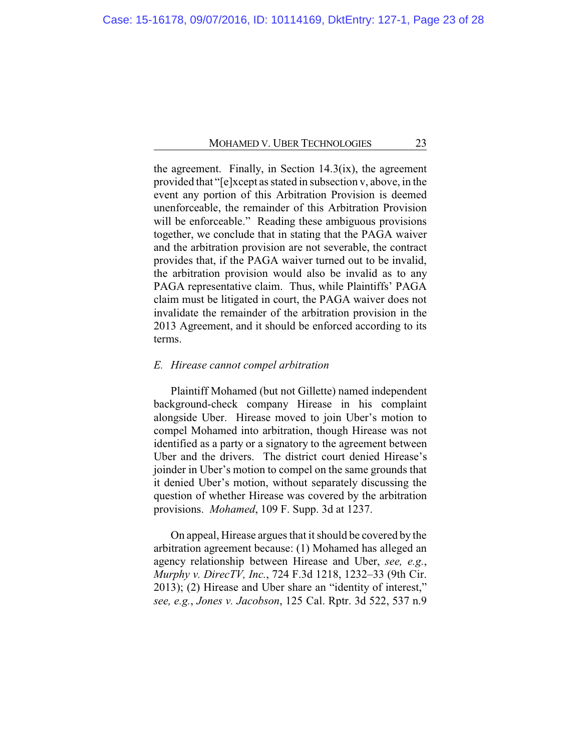the agreement. Finally, in Section 14.3(ix), the agreement provided that "[e]xcept as stated in subsection v, above, in the event any portion of this Arbitration Provision is deemed unenforceable, the remainder of this Arbitration Provision will be enforceable." Reading these ambiguous provisions together, we conclude that in stating that the PAGA waiver and the arbitration provision are not severable, the contract provides that, if the PAGA waiver turned out to be invalid, the arbitration provision would also be invalid as to any PAGA representative claim. Thus, while Plaintiffs' PAGA claim must be litigated in court, the PAGA waiver does not invalidate the remainder of the arbitration provision in the 2013 Agreement, and it should be enforced according to its terms.

*E. Hirease cannot compel arbitration*

Plaintiff Mohamed (but not Gillette) named independent background-check company Hirease in his complaint alongside Uber. Hirease moved to join Uber's motion to compel Mohamed into arbitration, though Hirease was not identified as a party or a signatory to the agreement between Uber and the drivers. The district court denied Hirease's joinder in Uber's motion to compel on the same grounds that it denied Uber's motion, without separately discussing the question of whether Hirease was covered by the arbitration provisions. *Mohamed*, 109 F. Supp. 3d at 1237.

On appeal, Hirease argues that it should be covered by the arbitration agreement because: (1) Mohamed has alleged an agency relationship between Hirease and Uber, *see, e.g.*, *Murphy v. DirecTV, Inc.*, 724 F.3d 1218, 1232–33 (9th Cir. 2013); (2) Hirease and Uber share an "identity of interest," *see, e.g.*, *Jones v. Jacobson*, 125 Cal. Rptr. 3d 522, 537 n.9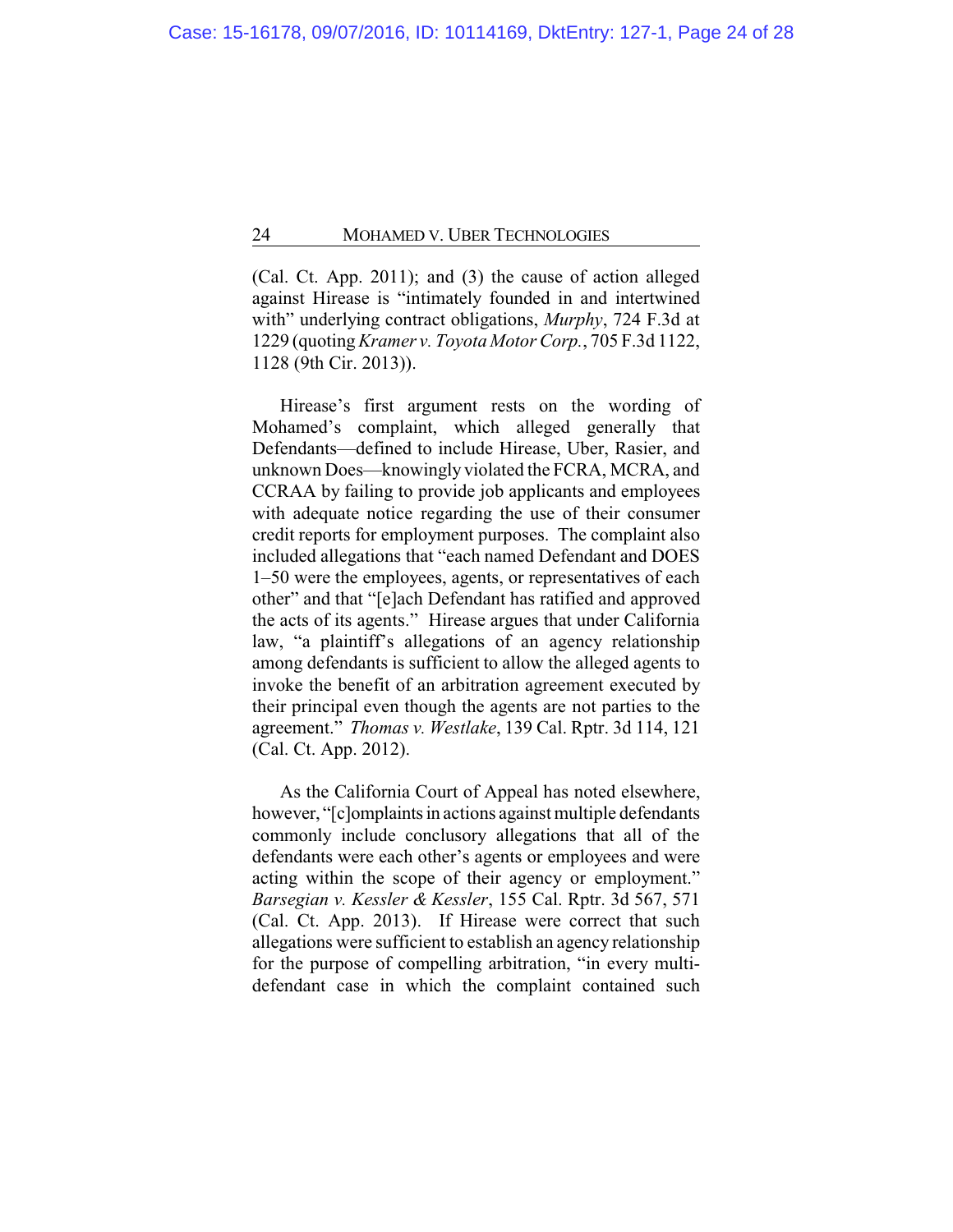(Cal. Ct. App. 2011); and (3) the cause of action alleged against Hirease is "intimately founded in and intertwined with" underlying contract obligations, *Murphy*, 724 F.3d at 1229 (quoting *Kramer v. Toyota Motor Corp.*, 705 F.3d 1122, 1128 (9th Cir. 2013)).

Hirease's first argument rests on the wording of Mohamed's complaint, which alleged generally that Defendants—defined to include Hirease, Uber, Rasier, and unknown Does—knowingly violated the FCRA, MCRA, and CCRAA by failing to provide job applicants and employees with adequate notice regarding the use of their consumer credit reports for employment purposes. The complaint also included allegations that "each named Defendant and DOES 1–50 were the employees, agents, or representatives of each other" and that "[e]ach Defendant has ratified and approved the acts of its agents." Hirease argues that under California law, "a plaintiff's allegations of an agency relationship among defendants is sufficient to allow the alleged agents to invoke the benefit of an arbitration agreement executed by their principal even though the agents are not parties to the agreement." *Thomas v. Westlake*, 139 Cal. Rptr. 3d 114, 121 (Cal. Ct. App. 2012).

As the California Court of Appeal has noted elsewhere, however, "[c]omplaints in actions against multiple defendants commonly include conclusory allegations that all of the defendants were each other's agents or employees and were acting within the scope of their agency or employment." *Barsegian v. Kessler & Kessler*, 155 Cal. Rptr. 3d 567, 571 (Cal. Ct. App. 2013). If Hirease were correct that such allegations were sufficient to establish an agency relationship for the purpose of compelling arbitration, "in every multi-defendant case in which the complaint contained such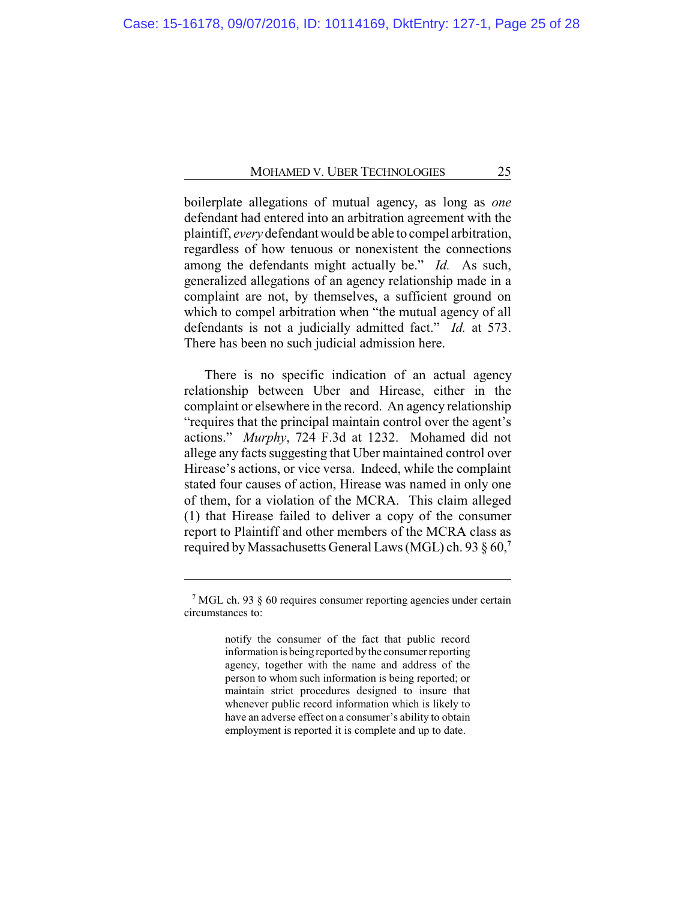boilerplate allegations of mutual agency, as long as *one* defendant had entered into an arbitration agreement with the plaintiff, *every* defendant would be able to compel arbitration, regardless of how tenuous or nonexistent the connections among the defendants might actually be." *Id.* As such, generalized allegations of an agency relationship made in a complaint are not, by themselves, a sufficient ground on which to compel arbitration when "the mutual agency of all defendants is not a judicially admitted fact." *Id.* at 573. There has been no such judicial admission here.

There is no specific indication of an actual agency relationship between Uber and Hirease, either in the complaint or elsewhere in the record. An agency relationship "requires that the principal maintain control over the agent's actions." *Murphy*, 724 F.3d at 1232. Mohamed did not allege any facts suggesting that Uber maintained control over Hirease's actions, or vice versa. Indeed, while the complaint stated four causes of action, Hirease was named in only one of them, for a violation of the MCRA. This claim alleged (1) that Hirease failed to deliver a copy of the consumer report to Plaintiff and other members of the MCRA class as required by Massachusetts General Laws (MGL) ch. 93 § 60,[7]

---

[7] MGL ch. 93 § 60 requires consumer reporting agencies under certain circumstances to:

> notify the consumer of the fact that public record information is being reported by the consumer reporting agency, together with the name and address of the person to whom such information is being reported; or maintain strict procedures designed to insure that whenever public record information which is likely to have an adverse effect on a consumer's ability to obtain employment is reported it is complete and up to date.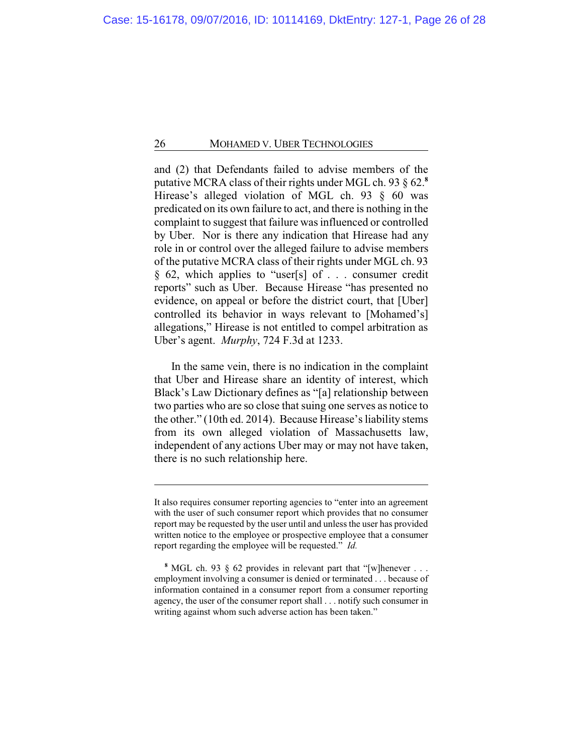and (2) that Defendants failed to advise members of the putative MCRA class of their rights under MGL ch. 93 § 62.[8] Hirease's alleged violation of MGL ch. 93 § 60 was predicated on its own failure to act, and there is nothing in the complaint to suggest that failure was influenced or controlled by Uber. Nor is there any indication that Hirease had any role in or control over the alleged failure to advise members of the putative MCRA class of their rights under MGL ch. 93 § 62, which applies to "user[s] of . . . consumer credit reports" such as Uber. Because Hirease "has presented no evidence, on appeal or before the district court, that [Uber] controlled its behavior in ways relevant to [Mohamed's] allegations," Hirease is not entitled to compel arbitration as Uber's agent. *Murphy*, 724 F.3d at 1233.

In the same vein, there is no indication in the complaint that Uber and Hirease share an identity of interest, which Black's Law Dictionary defines as "[a] relationship between two parties who are so close that suing one serves as notice to the other." (10th ed. 2014). Because Hirease's liability stems from its own alleged violation of Massachusetts law, independent of any actions Uber may or may not have taken, there is no such relationship here.

---

It also requires consumer reporting agencies to "enter into an agreement with the user of such consumer report which provides that no consumer report may be requested by the user until and unless the user has provided written notice to the employee or prospective employee that a consumer report regarding the employee will be requested." *Id.*

[8] MGL ch. 93 § 62 provides in relevant part that "[w]henever . . . employment involving a consumer is denied or terminated . . . because of information contained in a consumer report from a consumer reporting agency, the user of the consumer report shall . . . notify such consumer in writing against whom such adverse action has been taken."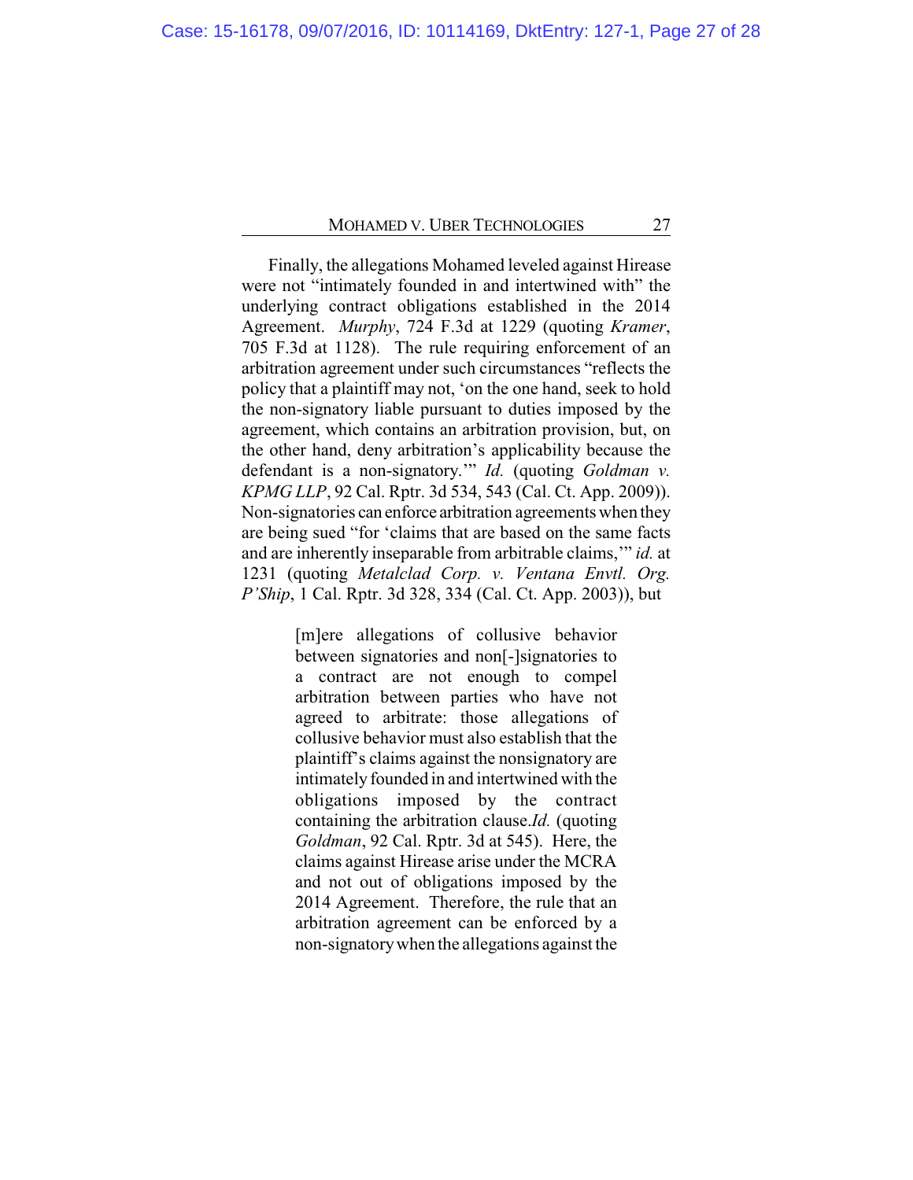Finally, the allegations Mohamed leveled against Hirease were not "intimately founded in and intertwined with" the underlying contract obligations established in the 2014 Agreement. *Murphy*, 724 F.3d at 1229 (quoting *Kramer*, 705 F.3d at 1128). The rule requiring enforcement of an arbitration agreement under such circumstances "reflects the policy that a plaintiff may not, 'on the one hand, seek to hold the non-signatory liable pursuant to duties imposed by the agreement, which contains an arbitration provision, but, on the other hand, deny arbitration's applicability because the defendant is a non-signatory.'" *Id.* (quoting *Goldman v. KPMG LLP*, 92 Cal. Rptr. 3d 534, 543 (Cal. Ct. App. 2009)). Non-signatories can enforce arbitration agreements when they are being sued "for 'claims that are based on the same facts and are inherently inseparable from arbitrable claims,'" *id.* at 1231 (quoting *Metalclad Corp. v. Ventana Envtl. Org. P'Ship*, 1 Cal. Rptr. 3d 328, 334 (Cal. Ct. App. 2003)), but

> [m]ere allegations of collusive behavior between signatories and non[-]signatories to a contract are not enough to compel arbitration between parties who have not agreed to arbitrate: those allegations of collusive behavior must also establish that the plaintiff's claims against the nonsignatory are intimately founded in and intertwined with the obligations imposed by the contract containing the arbitration clause.*Id.* (quoting *Goldman*, 92 Cal. Rptr. 3d at 545). Here, the claims against Hirease arise under the MCRA and not out of obligations imposed by the 2014 Agreement. Therefore, the rule that an arbitration agreement can be enforced by a non-signatory when the allegations against the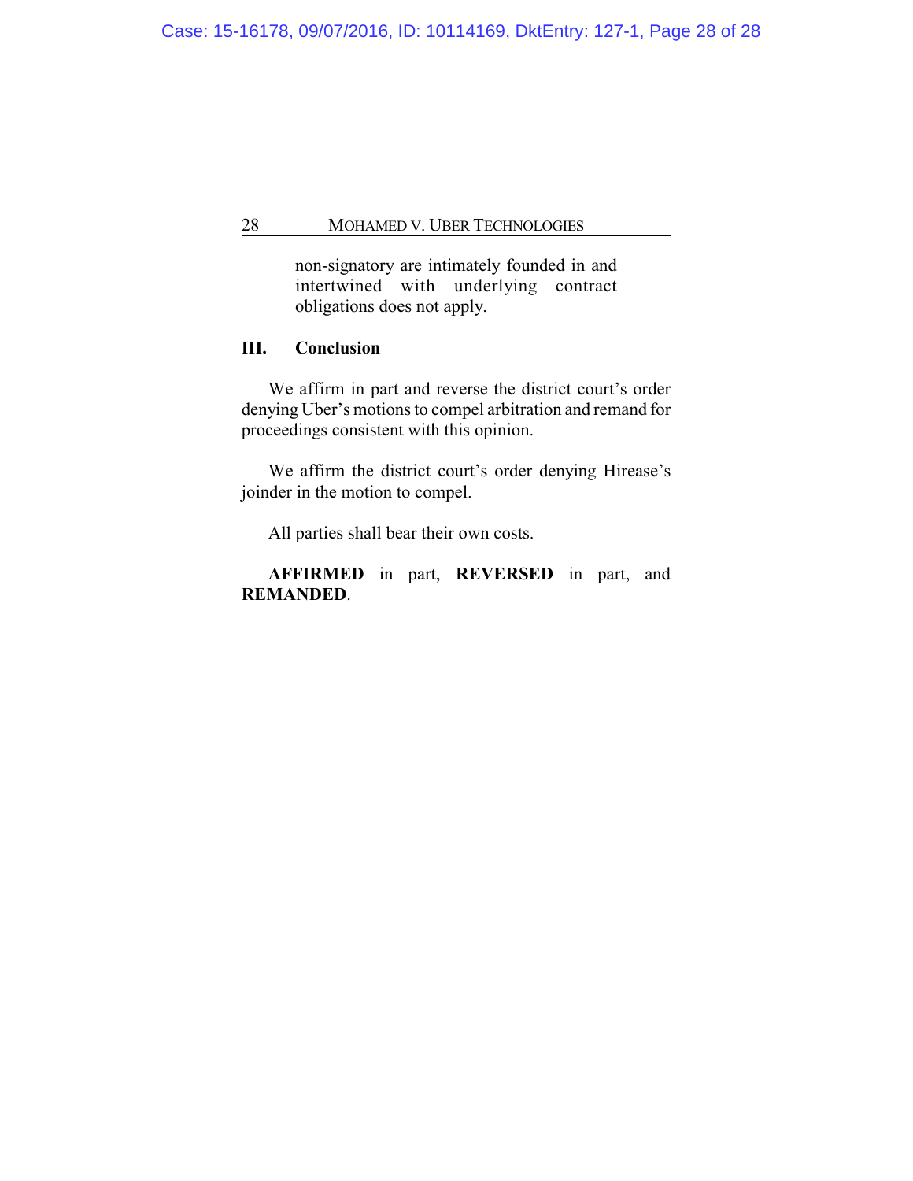> non-signatory are intimately founded in and intertwined with underlying contract obligations does not apply.

## III. Conclusion

We affirm in part and reverse the district court's order denying Uber's motions to compel arbitration and remand for proceedings consistent with this opinion.

We affirm the district court's order denying Hirease's joinder in the motion to compel.

All parties shall bear their own costs.

**AFFIRMED** in part, **REVERSED** in part, and **REMANDED**.